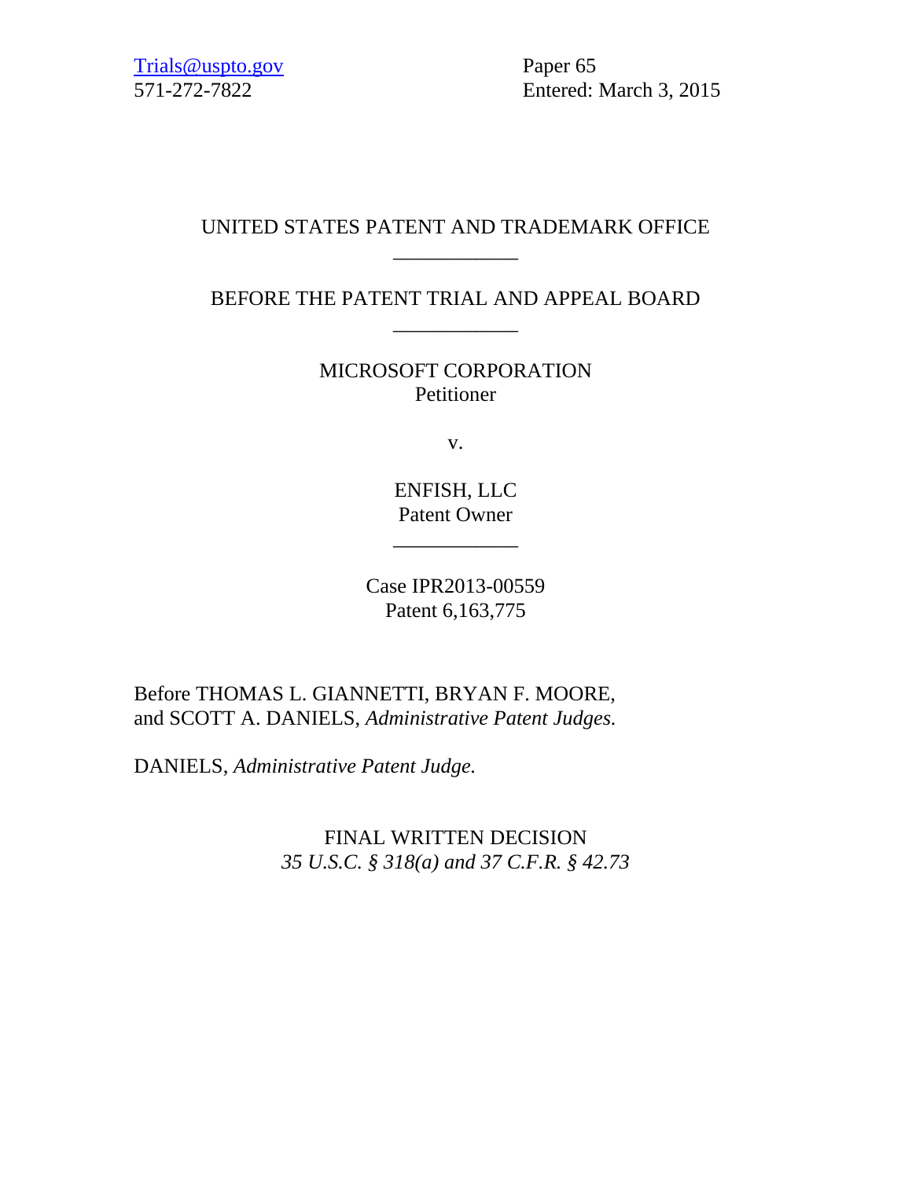Trials@uspto.gov
571-272-7822

Paper 65
Entered: March 3, 2015

UNITED STATES PATENT AND TRADEMARK OFFICE

____________

BEFORE THE PATENT TRIAL AND APPEAL BOARD

____________

MICROSOFT CORPORATION
Petitioner

v.

ENFISH, LLC
Patent Owner

____________

Case IPR2013-00559
Patent 6,163,775

Before THOMAS L. GIANNETTI, BRYAN F. MOORE, and SCOTT A. DANIELS, *Administrative Patent Judges.*

DANIELS, *Administrative Patent Judge.*

FINAL WRITTEN DECISION
*35 U.S.C. § 318(a) and 37 C.F.R. § 42.73*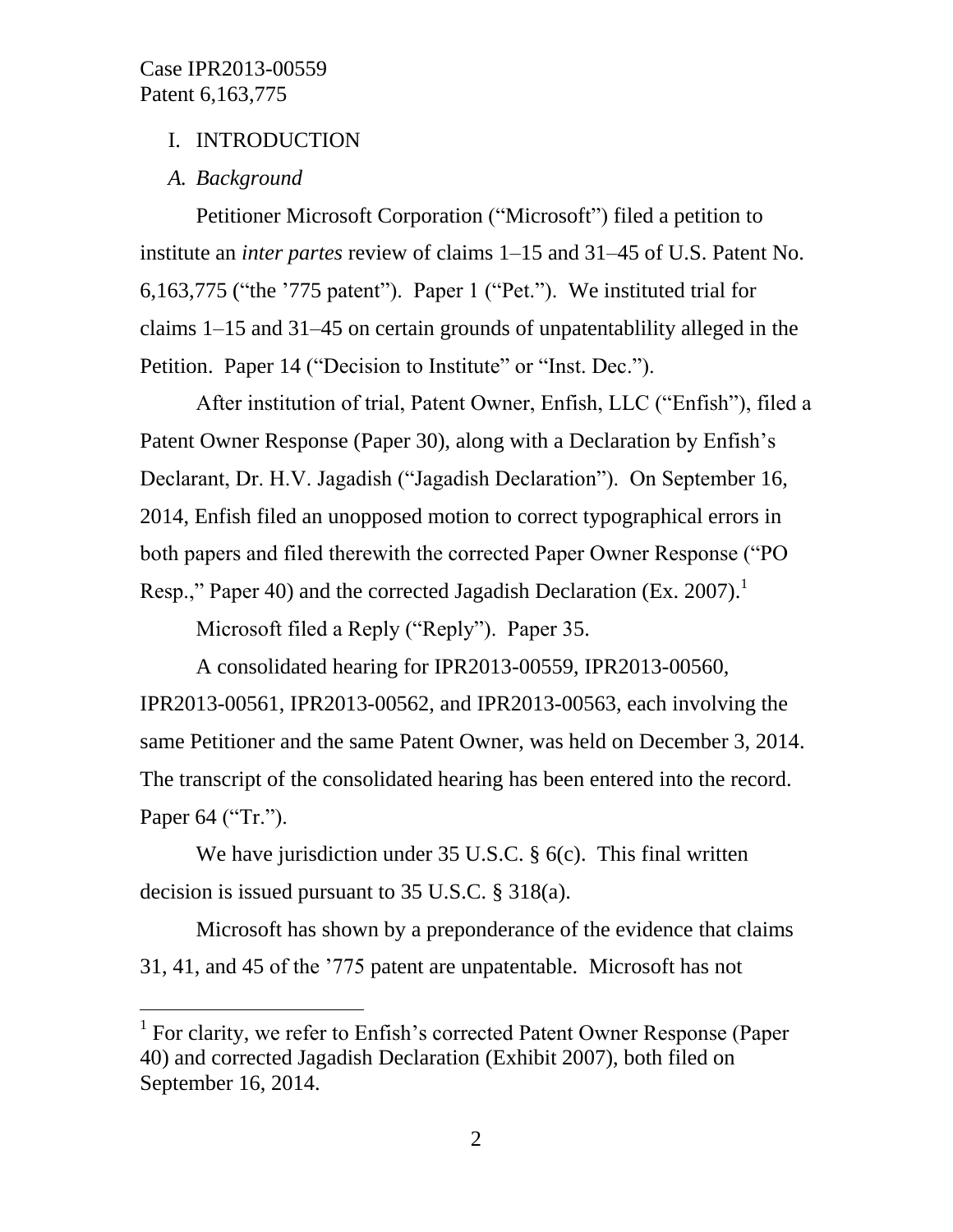## I. INTRODUCTION

### *A. Background*

Petitioner Microsoft Corporation ("Microsoft") filed a petition to institute an *inter partes* review of claims 1–15 and 31–45 of U.S. Patent No. 6,163,775 ("the '775 patent"). Paper 1 ("Pet."). We instituted trial for claims 1–15 and 31–45 on certain grounds of unpatentablility alleged in the Petition. Paper 14 ("Decision to Institute" or "Inst. Dec.").

After institution of trial, Patent Owner, Enfish, LLC ("Enfish"), filed a Patent Owner Response (Paper 30), along with a Declaration by Enfish's Declarant, Dr. H.V. Jagadish ("Jagadish Declaration"). On September 16, 2014, Enfish filed an unopposed motion to correct typographical errors in both papers and filed therewith the corrected Paper Owner Response ("PO Resp.," Paper 40) and the corrected Jagadish Declaration (Ex. 2007).[1]

Microsoft filed a Reply ("Reply"). Paper 35.

A consolidated hearing for IPR2013-00559, IPR2013-00560, IPR2013-00561, IPR2013-00562, and IPR2013-00563, each involving the same Petitioner and the same Patent Owner, was held on December 3, 2014. The transcript of the consolidated hearing has been entered into the record. Paper 64 ("Tr.").

We have jurisdiction under 35 U.S.C. § 6(c). This final written decision is issued pursuant to 35 U.S.C. § 318(a).

Microsoft has shown by a preponderance of the evidence that claims 31, 41, and 45 of the '775 patent are unpatentable. Microsoft has not

[1] For clarity, we refer to Enfish's corrected Patent Owner Response (Paper 40) and corrected Jagadish Declaration (Exhibit 2007), both filed on September 16, 2014.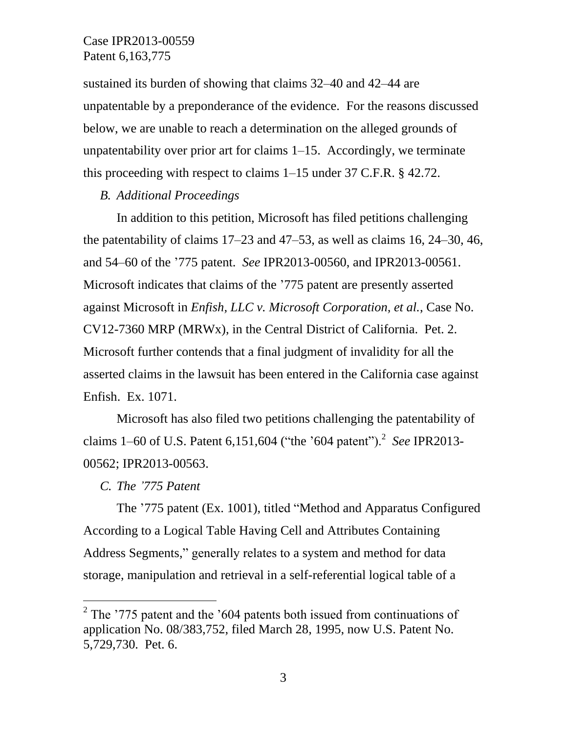sustained its burden of showing that claims 32–40 and 42–44 are unpatentable by a preponderance of the evidence. For the reasons discussed below, we are unable to reach a determination on the alleged grounds of unpatentability over prior art for claims 1–15. Accordingly, we terminate this proceeding with respect to claims 1–15 under 37 C.F.R. § 42.72.

### *B. Additional Proceedings*

In addition to this petition, Microsoft has filed petitions challenging the patentability of claims 17–23 and 47–53, as well as claims 16, 24–30, 46, and 54–60 of the ’775 patent. *See* IPR2013-00560, and IPR2013-00561. Microsoft indicates that claims of the ’775 patent are presently asserted against Microsoft in *Enfish, LLC v. Microsoft Corporation, et al.*, Case No. CV12-7360 MRP (MRWx), in the Central District of California. Pet. 2. Microsoft further contends that a final judgment of invalidity for all the asserted claims in the lawsuit has been entered in the California case against Enfish. Ex. 1071.

Microsoft has also filed two petitions challenging the patentability of claims 1–60 of U.S. Patent 6,151,604 (“the ’604 patent”).[2] *See* IPR2013-00562; IPR2013-00563.

### *C. The ’775 Patent*

The ’775 patent (Ex. 1001), titled “Method and Apparatus Configured According to a Logical Table Having Cell and Attributes Containing Address Segments,” generally relates to a system and method for data storage, manipulation and retrieval in a self-referential logical table of a

---

[2] The ’775 patent and the ’604 patents both issued from continuations of application No. 08/383,752, filed March 28, 1995, now U.S. Patent No. 5,729,730. Pet. 6.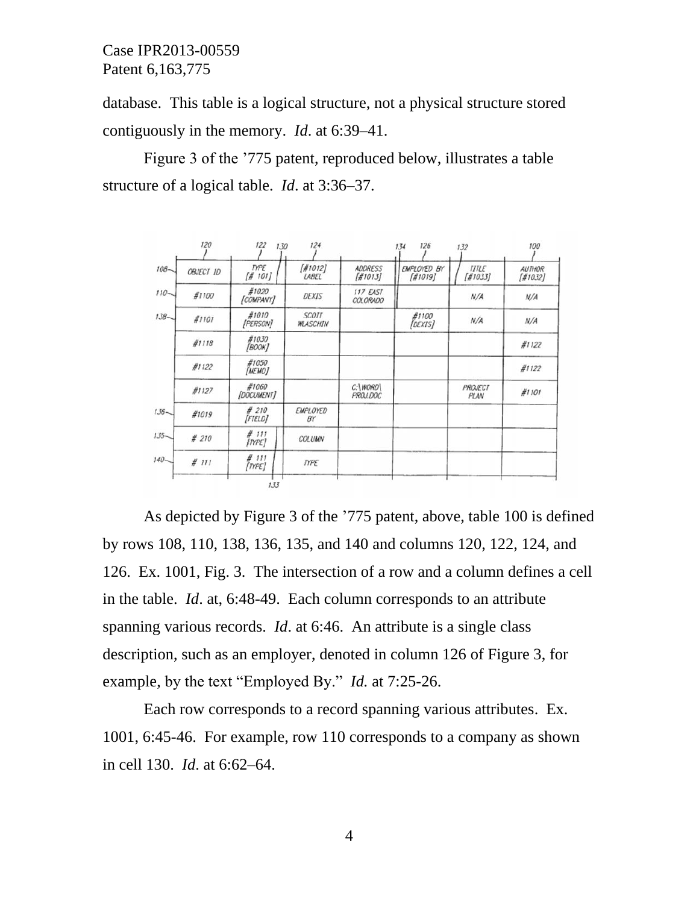database. This table is a logical structure, not a physical structure stored contiguously in the memory. *Id*. at 6:39–41.

Figure 3 of the ’775 patent, reproduced below, illustrates a table structure of a logical table. *Id*. at 3:36–37.

| | OBJECT ID | TYPE [# 101] | [#1012] LABEL | ADDRESS [#1013] | EMPLOYED BY [#1019] | TITLE [#1033] | AUTHOR [#1032] |
|---|---|---|---|---|---|---|---|
| 110 | #1100 | #1020 [COMPANY] | DEXIS | 117 EAST COLORADO | | N/A | N/A |
| 138 | #1101 | #1010 [PERSON] | SCOTT WLASCHIN | | #1100 [DEXIS] | N/A | N/A |
| | #1118 | #1030 [BOOK] | | | | | #1122 |
| | #1122 | #1050 [MEMO] | | | | | #1122 |
| | #1127 | #1060 [DOCUMENT] | | C:\WORD\PROJ.DOC | | PROJECT PLAN | #1101 |
| 136 | #1019 | # 210 [FIELD] | EMPLOYED BY | | | | |
| 135 | # 210 | # 111 [TYPE] | COLUMN | | | | |
| 140 | # 111 | # 111 [TYPE] | TYPE | | | | |

As depicted by Figure 3 of the ’775 patent, above, table 100 is defined by rows 108, 110, 138, 136, 135, and 140 and columns 120, 122, 124, and 126. Ex. 1001, Fig. 3. The intersection of a row and a column defines a cell in the table. *Id*. at, 6:48-49. Each column corresponds to an attribute spanning various records. *Id*. at 6:46. An attribute is a single class description, such as an employer, denoted in column 126 of Figure 3, for example, by the text “Employed By.” *Id.* at 7:25-26.

Each row corresponds to a record spanning various attributes. Ex. 1001, 6:45-46. For example, row 110 corresponds to a company as shown in cell 130. *Id*. at 6:62–64.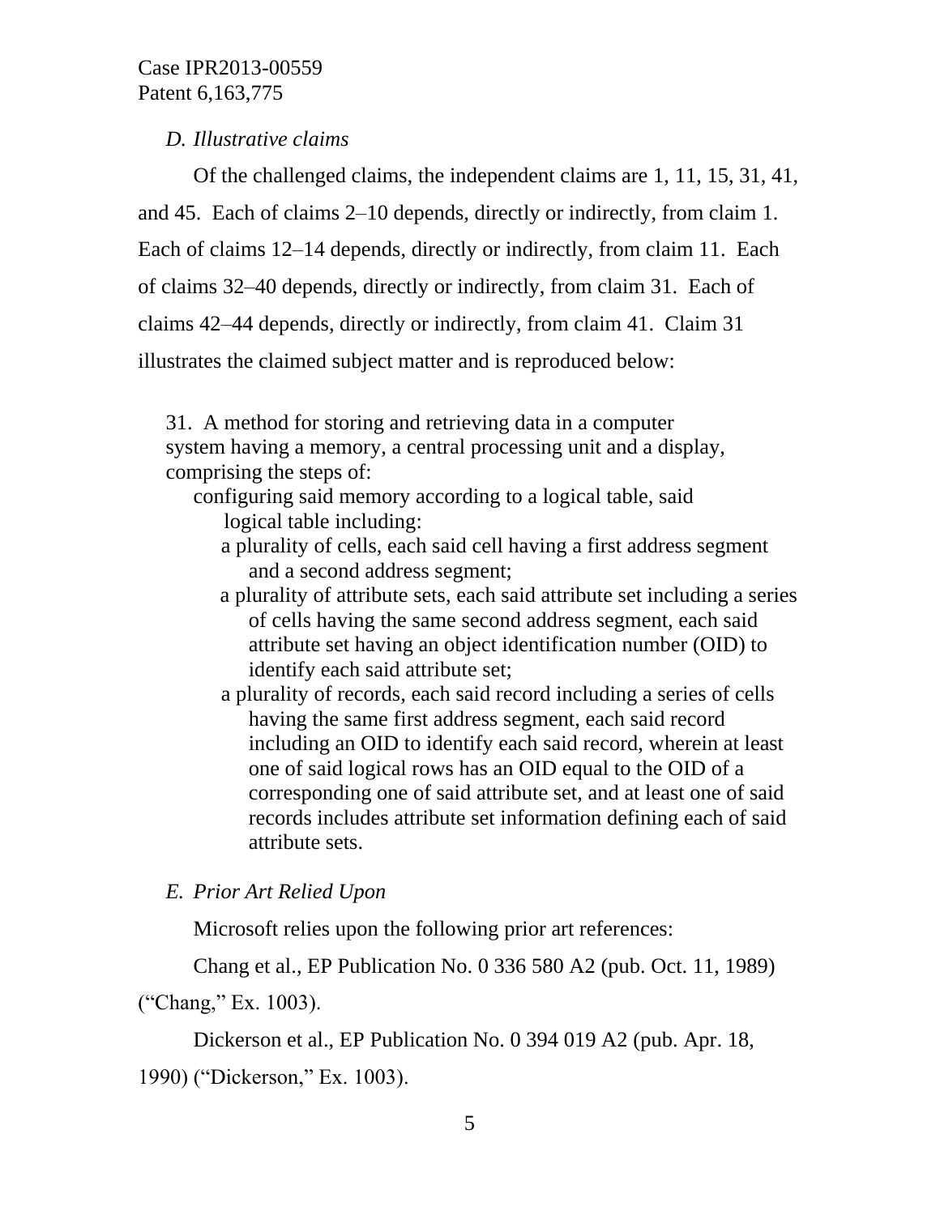*D. Illustrative claims*

Of the challenged claims, the independent claims are 1, 11, 15, 31, 41, and 45. Each of claims 2–10 depends, directly or indirectly, from claim 1. Each of claims 12–14 depends, directly or indirectly, from claim 11. Each of claims 32–40 depends, directly or indirectly, from claim 31. Each of claims 42–44 depends, directly or indirectly, from claim 41. Claim 31 illustrates the claimed subject matter and is reproduced below:

> 31. A method for storing and retrieving data in a computer system having a memory, a central processing unit and a display, comprising the steps of:
>
> configuring said memory according to a logical table, said logical table including:
>
> a plurality of cells, each said cell having a first address segment and a second address segment;
>
> a plurality of attribute sets, each said attribute set including a series of cells having the same second address segment, each said attribute set having an object identification number (OID) to identify each said attribute set;
>
> a plurality of records, each said record including a series of cells having the same first address segment, each said record including an OID to identify each said record, wherein at least one of said logical rows has an OID equal to the OID of a corresponding one of said attribute set, and at least one of said records includes attribute set information defining each of said attribute sets.

*E. Prior Art Relied Upon*

Microsoft relies upon the following prior art references:

Chang et al., EP Publication No. 0 336 580 A2 (pub. Oct. 11, 1989) ("Chang," Ex. 1003).

Dickerson et al., EP Publication No. 0 394 019 A2 (pub. Apr. 18, 1990) ("Dickerson," Ex. 1003).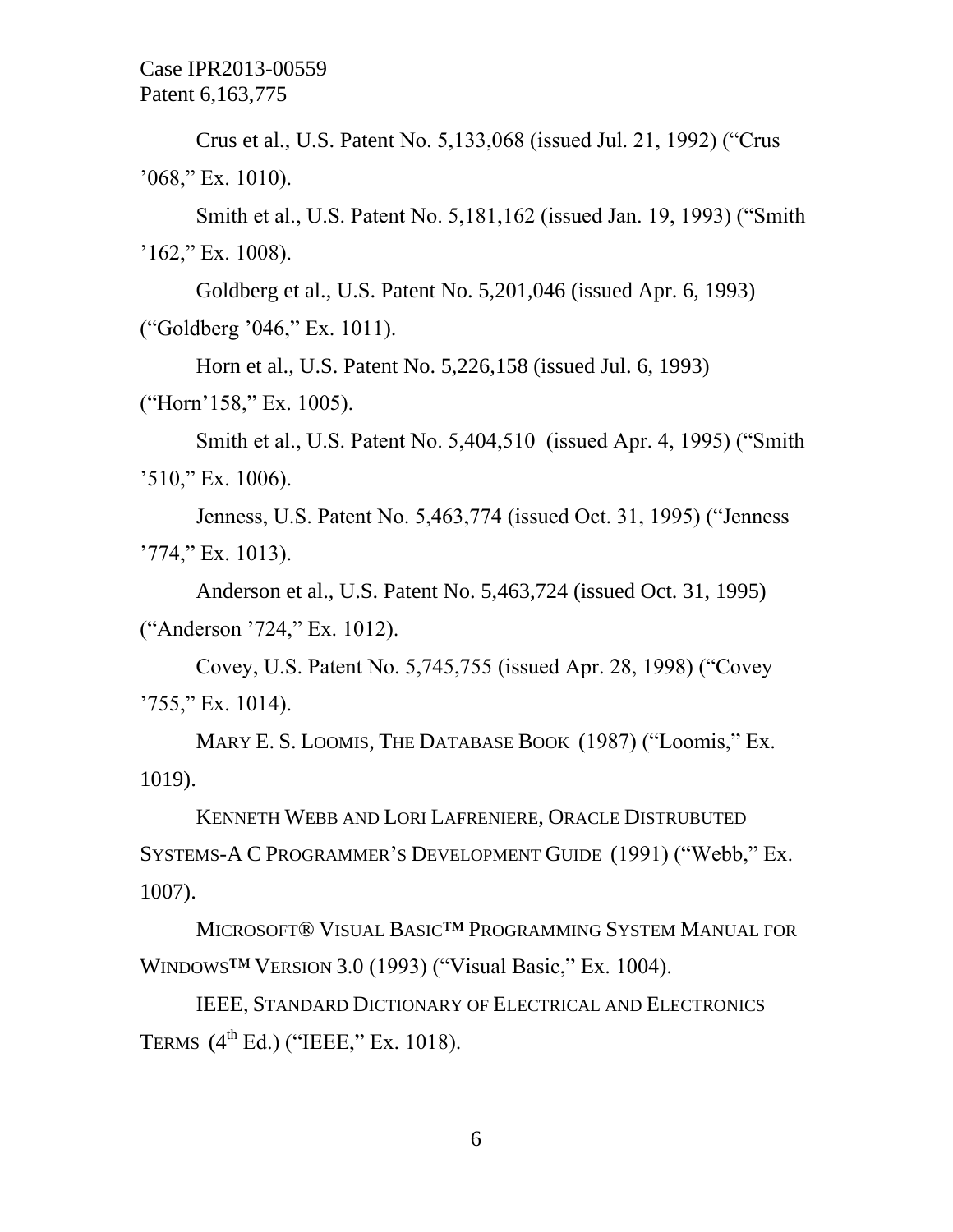Crus et al., U.S. Patent No. 5,133,068 (issued Jul. 21, 1992) ("Crus '068," Ex. 1010).

Smith et al., U.S. Patent No. 5,181,162 (issued Jan. 19, 1993) ("Smith '162," Ex. 1008).

Goldberg et al., U.S. Patent No. 5,201,046 (issued Apr. 6, 1993) ("Goldberg '046," Ex. 1011).

Horn et al., U.S. Patent No. 5,226,158 (issued Jul. 6, 1993) ("Horn'158," Ex. 1005).

Smith et al., U.S. Patent No. 5,404,510 (issued Apr. 4, 1995) ("Smith '510," Ex. 1006).

Jenness, U.S. Patent No. 5,463,774 (issued Oct. 31, 1995) ("Jenness '774," Ex. 1013).

Anderson et al., U.S. Patent No. 5,463,724 (issued Oct. 31, 1995) ("Anderson '724," Ex. 1012).

Covey, U.S. Patent No. 5,745,755 (issued Apr. 28, 1998) ("Covey '755," Ex. 1014).

MARY E. S. LOOMIS, THE DATABASE BOOK (1987) ("Loomis," Ex. 1019).

KENNETH WEBB AND LORI LAFRENIERE, ORACLE DISTRUBUTED SYSTEMS-A C PROGRAMMER'S DEVELOPMENT GUIDE (1991) ("Webb," Ex. 1007).

MICROSOFT® VISUAL BASIC™ PROGRAMMING SYSTEM MANUAL FOR WINDOWS™ VERSION 3.0 (1993) ("Visual Basic," Ex. 1004).

IEEE, STANDARD DICTIONARY OF ELECTRICAL AND ELECTRONICS TERMS (4th Ed.) ("IEEE," Ex. 1018).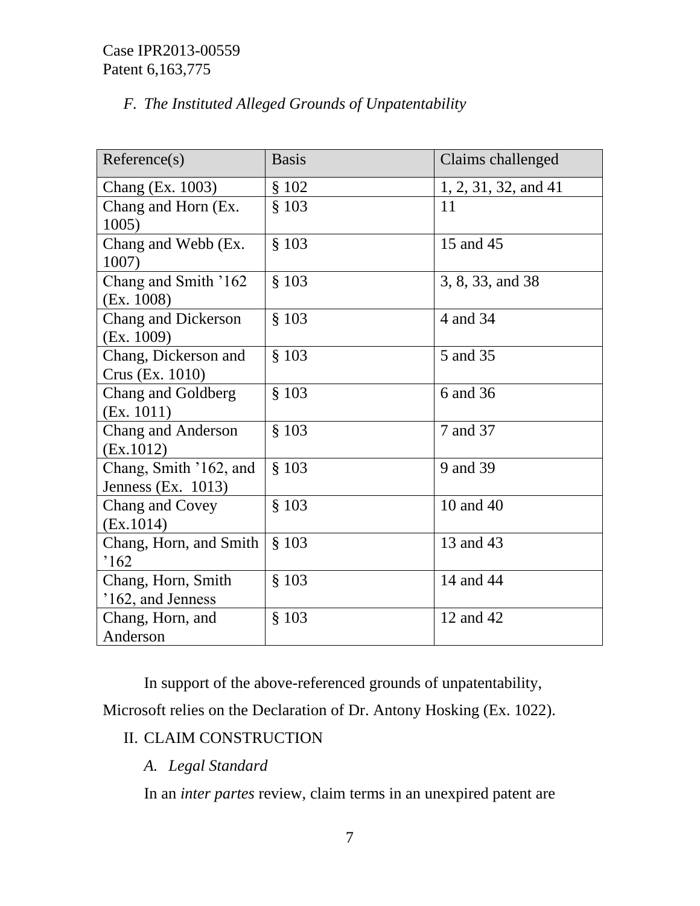### *F. The Instituted Alleged Grounds of Unpatentability*

| Reference(s) | Basis | Claims challenged |
|---|---|---|
| Chang (Ex. 1003) | § 102 | 1, 2, 31, 32, and 41 |
| Chang and Horn (Ex. 1005) | § 103 | 11 |
| Chang and Webb (Ex. 1007) | § 103 | 15 and 45 |
| Chang and Smith ’162 (Ex. 1008) | § 103 | 3, 8, 33, and 38 |
| Chang and Dickerson (Ex. 1009) | § 103 | 4 and 34 |
| Chang, Dickerson and Crus (Ex. 1010) | § 103 | 5 and 35 |
| Chang and Goldberg (Ex. 1011) | § 103 | 6 and 36 |
| Chang and Anderson (Ex.1012) | § 103 | 7 and 37 |
| Chang, Smith ’162, and Jenness (Ex. 1013) | § 103 | 9 and 39 |
| Chang and Covey (Ex.1014) | § 103 | 10 and 40 |
| Chang, Horn, and Smith ’162 | § 103 | 13 and 43 |
| Chang, Horn, Smith ’162, and Jenness | § 103 | 14 and 44 |
| Chang, Horn, and Anderson | § 103 | 12 and 42 |

In support of the above-referenced grounds of unpatentability, Microsoft relies on the Declaration of Dr. Antony Hosking (Ex. 1022).

## II. CLAIM CONSTRUCTION

### *A. Legal Standard*

In an *inter partes* review, claim terms in an unexpired patent are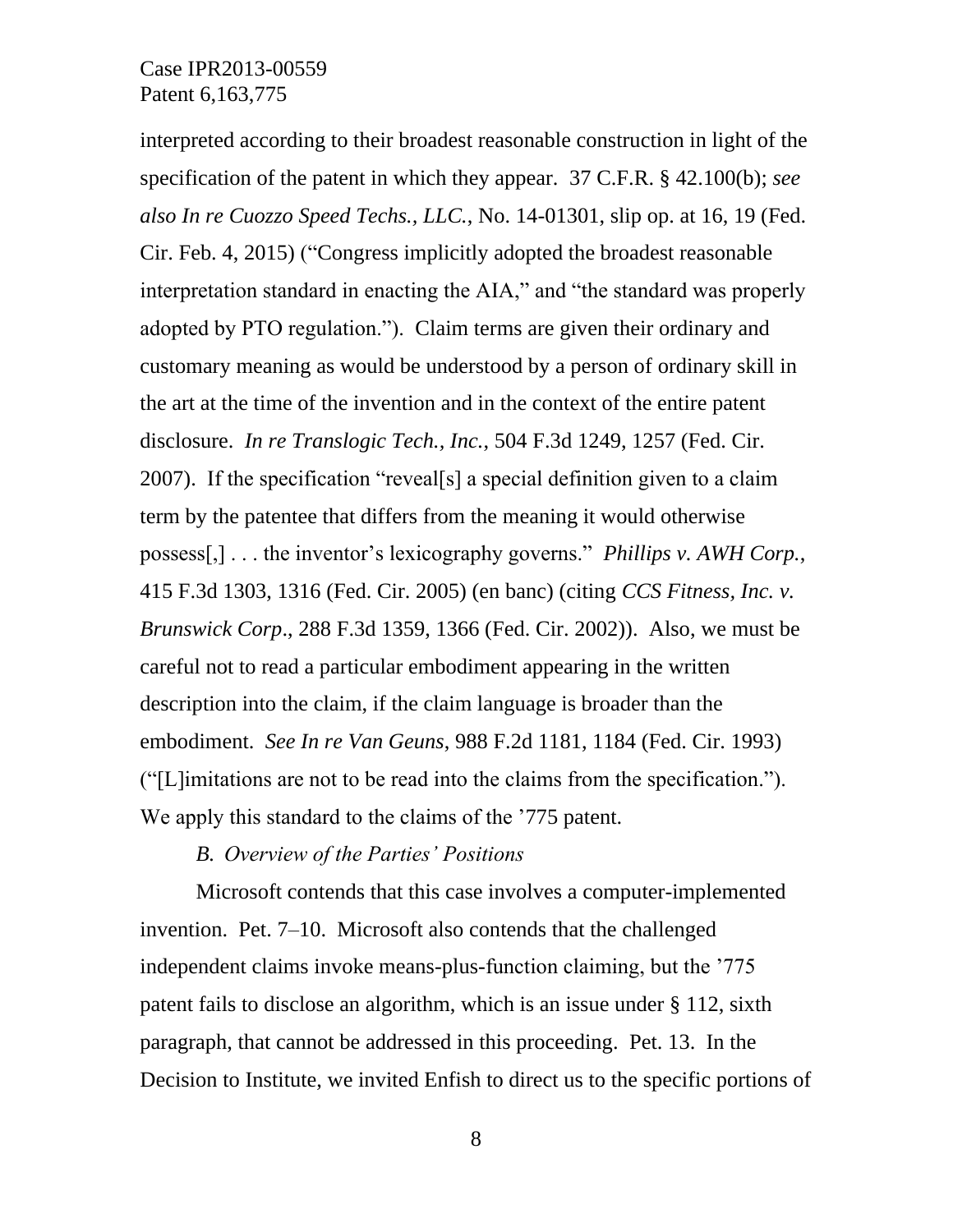interpreted according to their broadest reasonable construction in light of the specification of the patent in which they appear. 37 C.F.R. § 42.100(b); *see also In re Cuozzo Speed Techs., LLC.*, No. 14-01301, slip op. at 16, 19 (Fed. Cir. Feb. 4, 2015) ("Congress implicitly adopted the broadest reasonable interpretation standard in enacting the AIA," and "the standard was properly adopted by PTO regulation."). Claim terms are given their ordinary and customary meaning as would be understood by a person of ordinary skill in the art at the time of the invention and in the context of the entire patent disclosure. *In re Translogic Tech., Inc.*, 504 F.3d 1249, 1257 (Fed. Cir. 2007). If the specification "reveal[s] a special definition given to a claim term by the patentee that differs from the meaning it would otherwise possess[,] . . . the inventor's lexicography governs." *Phillips v. AWH Corp.*, 415 F.3d 1303, 1316 (Fed. Cir. 2005) (en banc) (citing *CCS Fitness, Inc. v. Brunswick Corp*., 288 F.3d 1359, 1366 (Fed. Cir. 2002)). Also, we must be careful not to read a particular embodiment appearing in the written description into the claim, if the claim language is broader than the embodiment. *See In re Van Geuns*, 988 F.2d 1181, 1184 (Fed. Cir. 1993) ("[L]imitations are not to be read into the claims from the specification."). We apply this standard to the claims of the '775 patent.

### *B. Overview of the Parties' Positions*

Microsoft contends that this case involves a computer-implemented invention. Pet. 7–10. Microsoft also contends that the challenged independent claims invoke means-plus-function claiming, but the '775 patent fails to disclose an algorithm, which is an issue under § 112, sixth paragraph, that cannot be addressed in this proceeding. Pet. 13. In the Decision to Institute, we invited Enfish to direct us to the specific portions of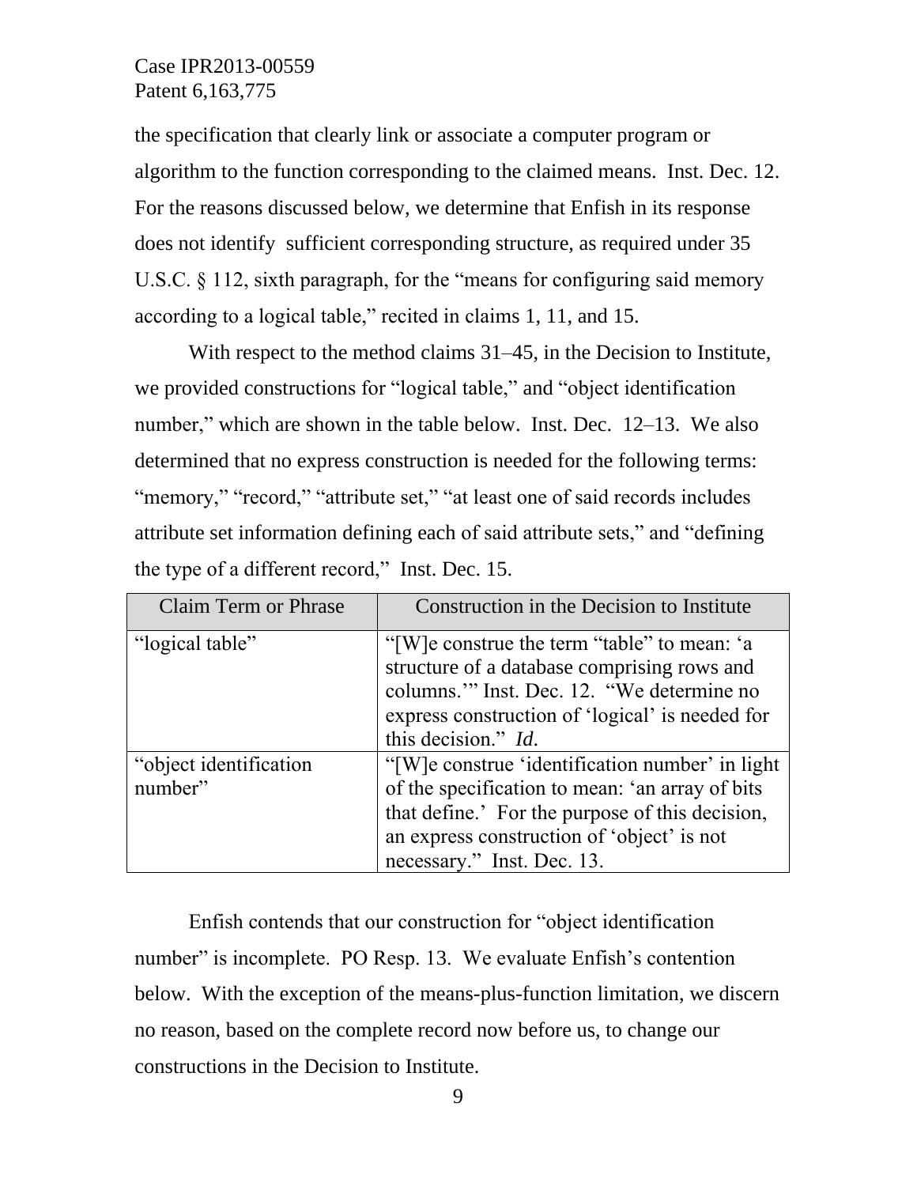the specification that clearly link or associate a computer program or algorithm to the function corresponding to the claimed means. Inst. Dec. 12. For the reasons discussed below, we determine that Enfish in its response does not identify sufficient corresponding structure, as required under 35 U.S.C. § 112, sixth paragraph, for the "means for configuring said memory according to a logical table," recited in claims 1, 11, and 15.

With respect to the method claims 31–45, in the Decision to Institute, we provided constructions for "logical table," and "object identification number," which are shown in the table below. Inst. Dec. 12–13. We also determined that no express construction is needed for the following terms: "memory," "record," "attribute set," "at least one of said records includes attribute set information defining each of said attribute sets," and "defining the type of a different record," Inst. Dec. 15.

| Claim Term or Phrase | Construction in the Decision to Institute |
|---|---|
| "logical table" | "[W]e construe the term "table" to mean: 'a structure of a database comprising rows and columns.'" Inst. Dec. 12. "We determine no express construction of 'logical' is needed for this decision." *Id.* |
| "object identification number" | "[W]e construe 'identification number' in light of the specification to mean: 'an array of bits that define.' For the purpose of this decision, an express construction of 'object' is not necessary." Inst. Dec. 13. |

Enfish contends that our construction for "object identification number" is incomplete. PO Resp. 13. We evaluate Enfish's contention below. With the exception of the means-plus-function limitation, we discern no reason, based on the complete record now before us, to change our constructions in the Decision to Institute.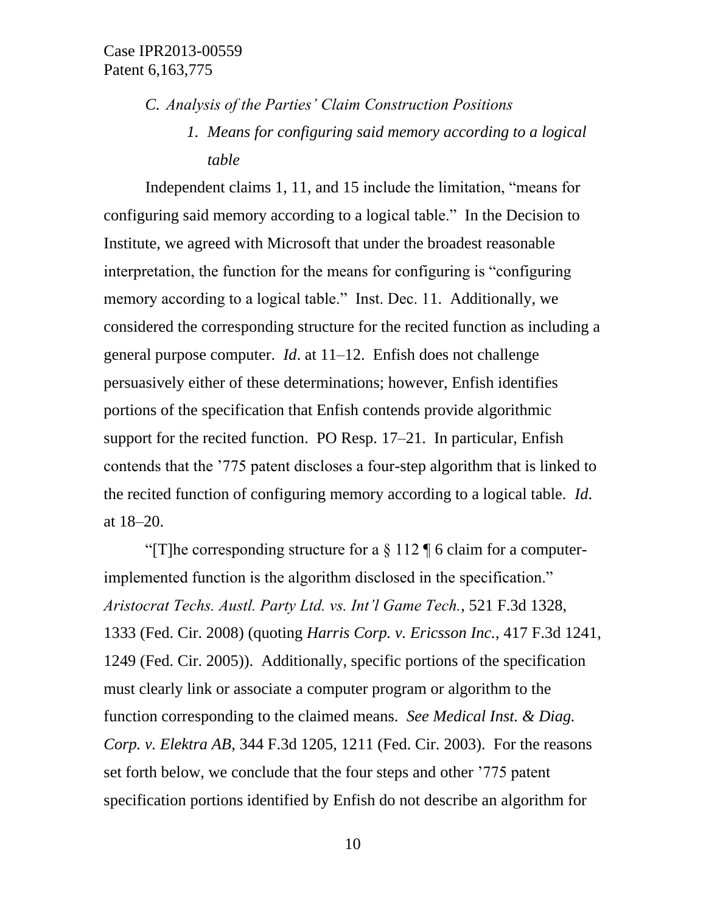### *C. Analysis of the Parties' Claim Construction Positions*

#### *1. Means for configuring said memory according to a logical table*

Independent claims 1, 11, and 15 include the limitation, "means for configuring said memory according to a logical table." In the Decision to Institute, we agreed with Microsoft that under the broadest reasonable interpretation, the function for the means for configuring is "configuring memory according to a logical table." Inst. Dec. 11. Additionally, we considered the corresponding structure for the recited function as including a general purpose computer. *Id*. at 11–12. Enfish does not challenge persuasively either of these determinations; however, Enfish identifies portions of the specification that Enfish contends provide algorithmic support for the recited function. PO Resp. 17–21. In particular, Enfish contends that the '775 patent discloses a four-step algorithm that is linked to the recited function of configuring memory according to a logical table. *Id*. at 18–20.

"[T]he corresponding structure for a § 112 ¶ 6 claim for a computer-implemented function is the algorithm disclosed in the specification." *Aristocrat Techs. Austl. Party Ltd. vs. Int'l Game Tech.*, 521 F.3d 1328, 1333 (Fed. Cir. 2008) (quoting *Harris Corp. v. Ericsson Inc.*, 417 F.3d 1241, 1249 (Fed. Cir. 2005)). Additionally, specific portions of the specification must clearly link or associate a computer program or algorithm to the function corresponding to the claimed means. *See Medical Inst. & Diag. Corp. v. Elektra AB*, 344 F.3d 1205, 1211 (Fed. Cir. 2003). For the reasons set forth below, we conclude that the four steps and other '775 patent specification portions identified by Enfish do not describe an algorithm for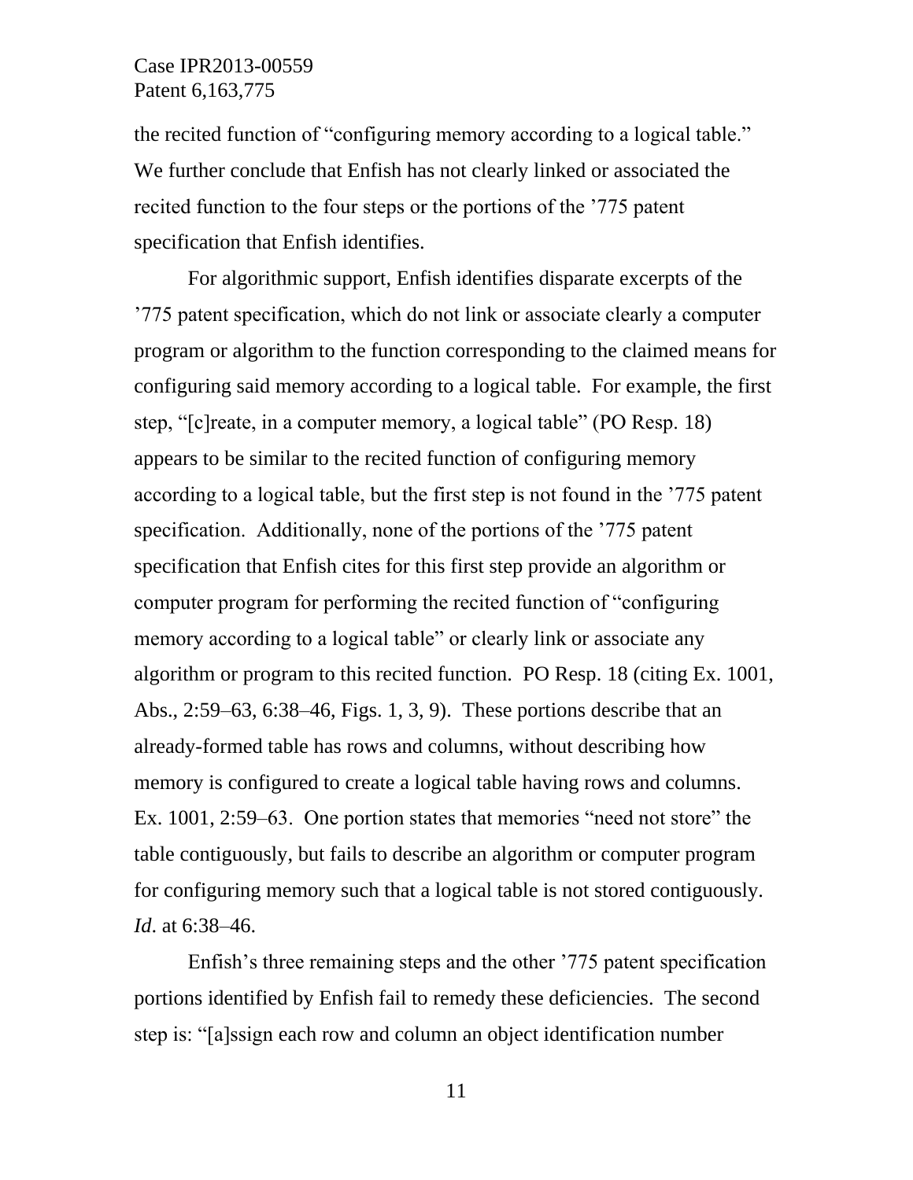the recited function of "configuring memory according to a logical table." We further conclude that Enfish has not clearly linked or associated the recited function to the four steps or the portions of the '775 patent specification that Enfish identifies.

For algorithmic support, Enfish identifies disparate excerpts of the '775 patent specification, which do not link or associate clearly a computer program or algorithm to the function corresponding to the claimed means for configuring said memory according to a logical table. For example, the first step, "[c]reate, in a computer memory, a logical table" (PO Resp. 18) appears to be similar to the recited function of configuring memory according to a logical table, but the first step is not found in the '775 patent specification. Additionally, none of the portions of the '775 patent specification that Enfish cites for this first step provide an algorithm or computer program for performing the recited function of "configuring memory according to a logical table" or clearly link or associate any algorithm or program to this recited function. PO Resp. 18 (citing Ex. 1001, Abs., 2:59–63, 6:38–46, Figs. 1, 3, 9). These portions describe that an already-formed table has rows and columns, without describing how memory is configured to create a logical table having rows and columns. Ex. 1001, 2:59–63. One portion states that memories "need not store" the table contiguously, but fails to describe an algorithm or computer program for configuring memory such that a logical table is not stored contiguously. *Id.* at 6:38–46.

Enfish's three remaining steps and the other '775 patent specification portions identified by Enfish fail to remedy these deficiencies. The second step is: "[a]ssign each row and column an object identification number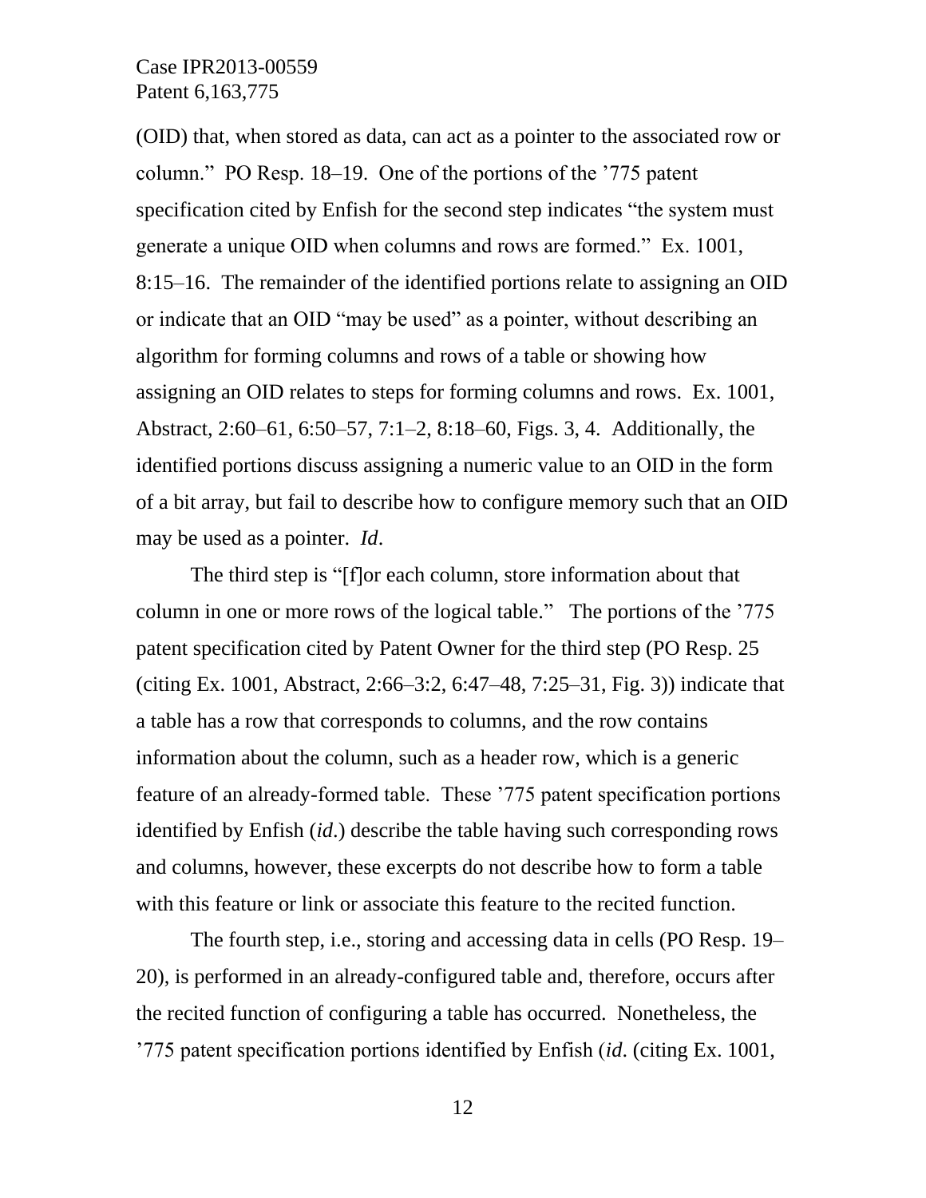(OID) that, when stored as data, can act as a pointer to the associated row or column." PO Resp. 18–19. One of the portions of the '775 patent specification cited by Enfish for the second step indicates "the system must generate a unique OID when columns and rows are formed." Ex. 1001, 8:15–16. The remainder of the identified portions relate to assigning an OID or indicate that an OID "may be used" as a pointer, without describing an algorithm for forming columns and rows of a table or showing how assigning an OID relates to steps for forming columns and rows. Ex. 1001, Abstract, 2:60–61, 6:50–57, 7:1–2, 8:18–60, Figs. 3, 4. Additionally, the identified portions discuss assigning a numeric value to an OID in the form of a bit array, but fail to describe how to configure memory such that an OID may be used as a pointer. *Id*.

The third step is "[f]or each column, store information about that column in one or more rows of the logical table." The portions of the '775 patent specification cited by Patent Owner for the third step (PO Resp. 25 (citing Ex. 1001, Abstract, 2:66–3:2, 6:47–48, 7:25–31, Fig. 3)) indicate that a table has a row that corresponds to columns, and the row contains information about the column, such as a header row, which is a generic feature of an already-formed table. These '775 patent specification portions identified by Enfish (*id*.) describe the table having such corresponding rows and columns, however, these excerpts do not describe how to form a table with this feature or link or associate this feature to the recited function.

The fourth step, i.e., storing and accessing data in cells (PO Resp. 19–20), is performed in an already-configured table and, therefore, occurs after the recited function of configuring a table has occurred. Nonetheless, the '775 patent specification portions identified by Enfish (*id*. (citing Ex. 1001,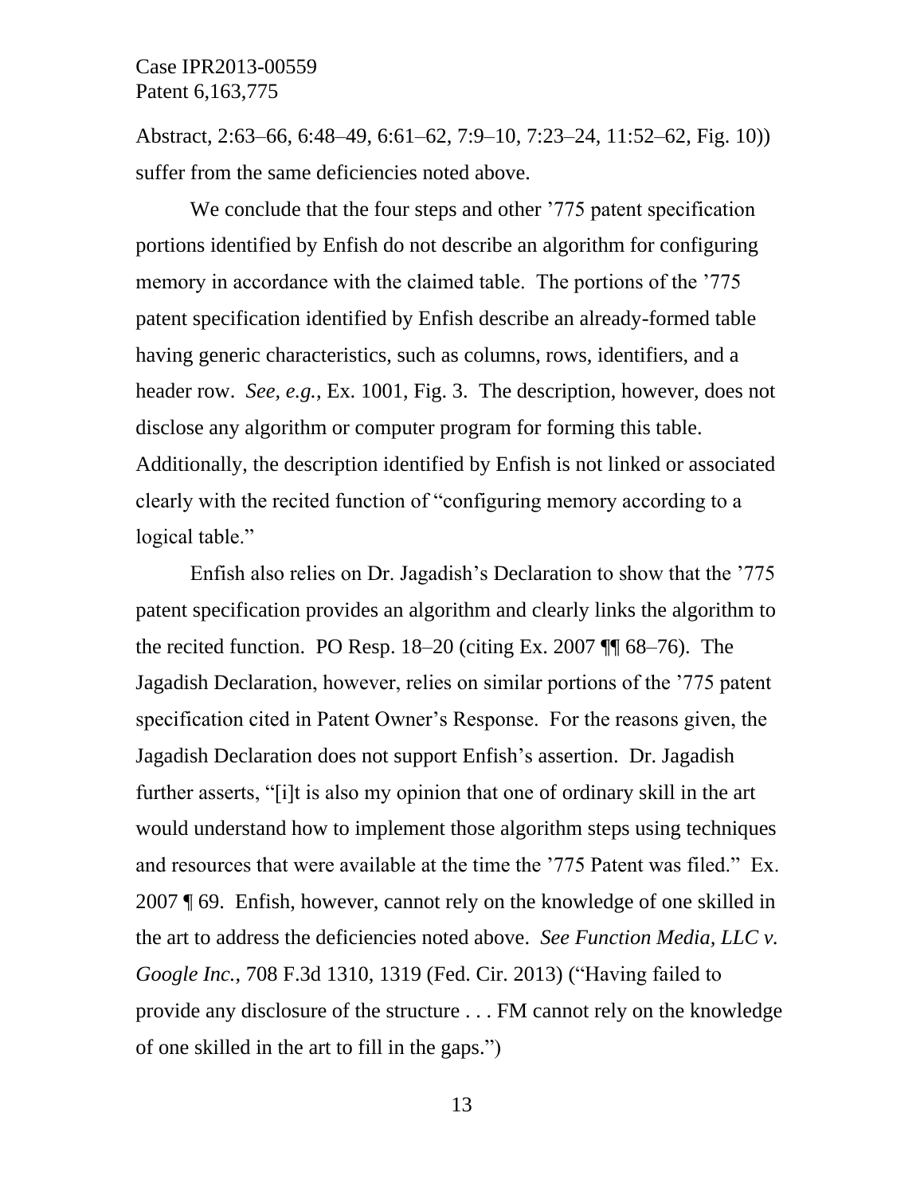Abstract, 2:63–66, 6:48–49, 6:61–62, 7:9–10, 7:23–24, 11:52–62, Fig. 10)) suffer from the same deficiencies noted above.

We conclude that the four steps and other ’775 patent specification portions identified by Enfish do not describe an algorithm for configuring memory in accordance with the claimed table. The portions of the ’775 patent specification identified by Enfish describe an already-formed table having generic characteristics, such as columns, rows, identifiers, and a header row. *See, e.g.*, Ex. 1001, Fig. 3. The description, however, does not disclose any algorithm or computer program for forming this table. Additionally, the description identified by Enfish is not linked or associated clearly with the recited function of "configuring memory according to a logical table."

Enfish also relies on Dr. Jagadish's Declaration to show that the ’775 patent specification provides an algorithm and clearly links the algorithm to the recited function. PO Resp. 18–20 (citing Ex. 2007 ¶¶ 68–76). The Jagadish Declaration, however, relies on similar portions of the ’775 patent specification cited in Patent Owner's Response. For the reasons given, the Jagadish Declaration does not support Enfish's assertion. Dr. Jagadish further asserts, "[i]t is also my opinion that one of ordinary skill in the art would understand how to implement those algorithm steps using techniques and resources that were available at the time the ’775 Patent was filed." Ex. 2007 ¶ 69. Enfish, however, cannot rely on the knowledge of one skilled in the art to address the deficiencies noted above. *See Function Media, LLC v. Google Inc.*, 708 F.3d 1310, 1319 (Fed. Cir. 2013) ("Having failed to provide any disclosure of the structure . . . FM cannot rely on the knowledge of one skilled in the art to fill in the gaps.")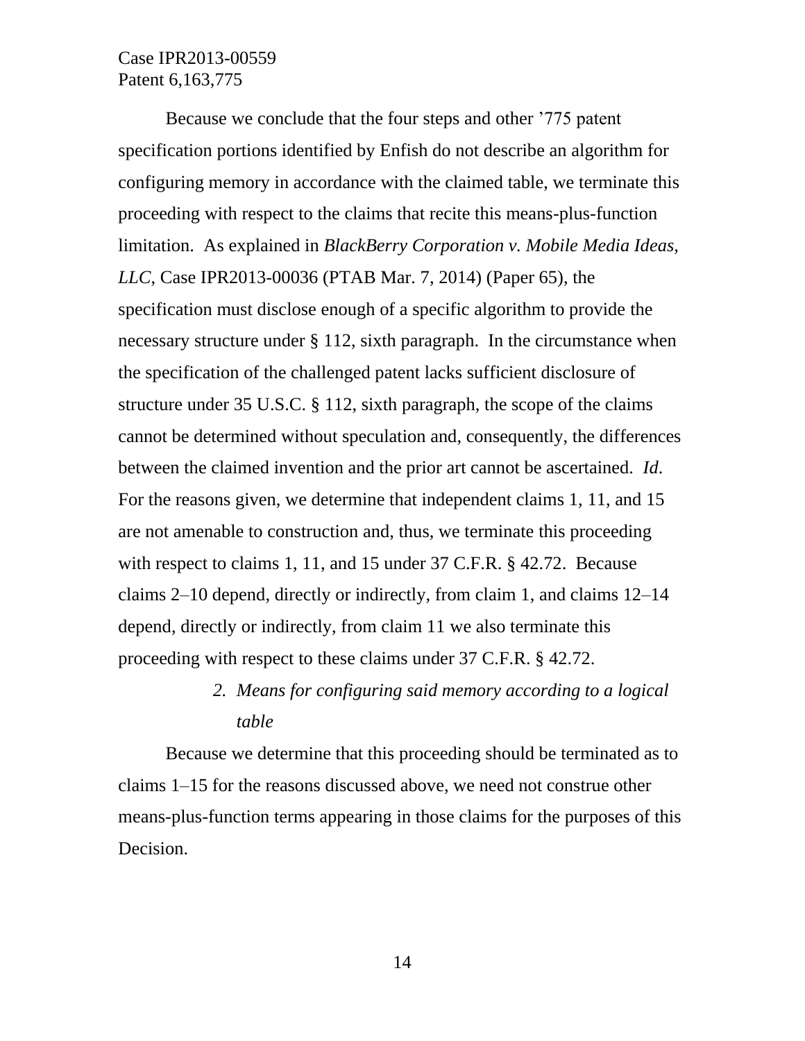Because we conclude that the four steps and other ’775 patent specification portions identified by Enfish do not describe an algorithm for configuring memory in accordance with the claimed table, we terminate this proceeding with respect to the claims that recite this means-plus-function limitation. As explained in *BlackBerry Corporation v. Mobile Media Ideas, LLC*, Case IPR2013-00036 (PTAB Mar. 7, 2014) (Paper 65), the specification must disclose enough of a specific algorithm to provide the necessary structure under § 112, sixth paragraph. In the circumstance when the specification of the challenged patent lacks sufficient disclosure of structure under 35 U.S.C. § 112, sixth paragraph, the scope of the claims cannot be determined without speculation and, consequently, the differences between the claimed invention and the prior art cannot be ascertained. *Id*. For the reasons given, we determine that independent claims 1, 11, and 15 are not amenable to construction and, thus, we terminate this proceeding with respect to claims 1, 11, and 15 under 37 C.F.R. § 42.72. Because claims 2–10 depend, directly or indirectly, from claim 1, and claims 12–14 depend, directly or indirectly, from claim 11 we also terminate this proceeding with respect to these claims under 37 C.F.R. § 42.72.

### *2. Means for configuring said memory according to a logical table*

Because we determine that this proceeding should be terminated as to claims 1–15 for the reasons discussed above, we need not construe other means-plus-function terms appearing in those claims for the purposes of this Decision.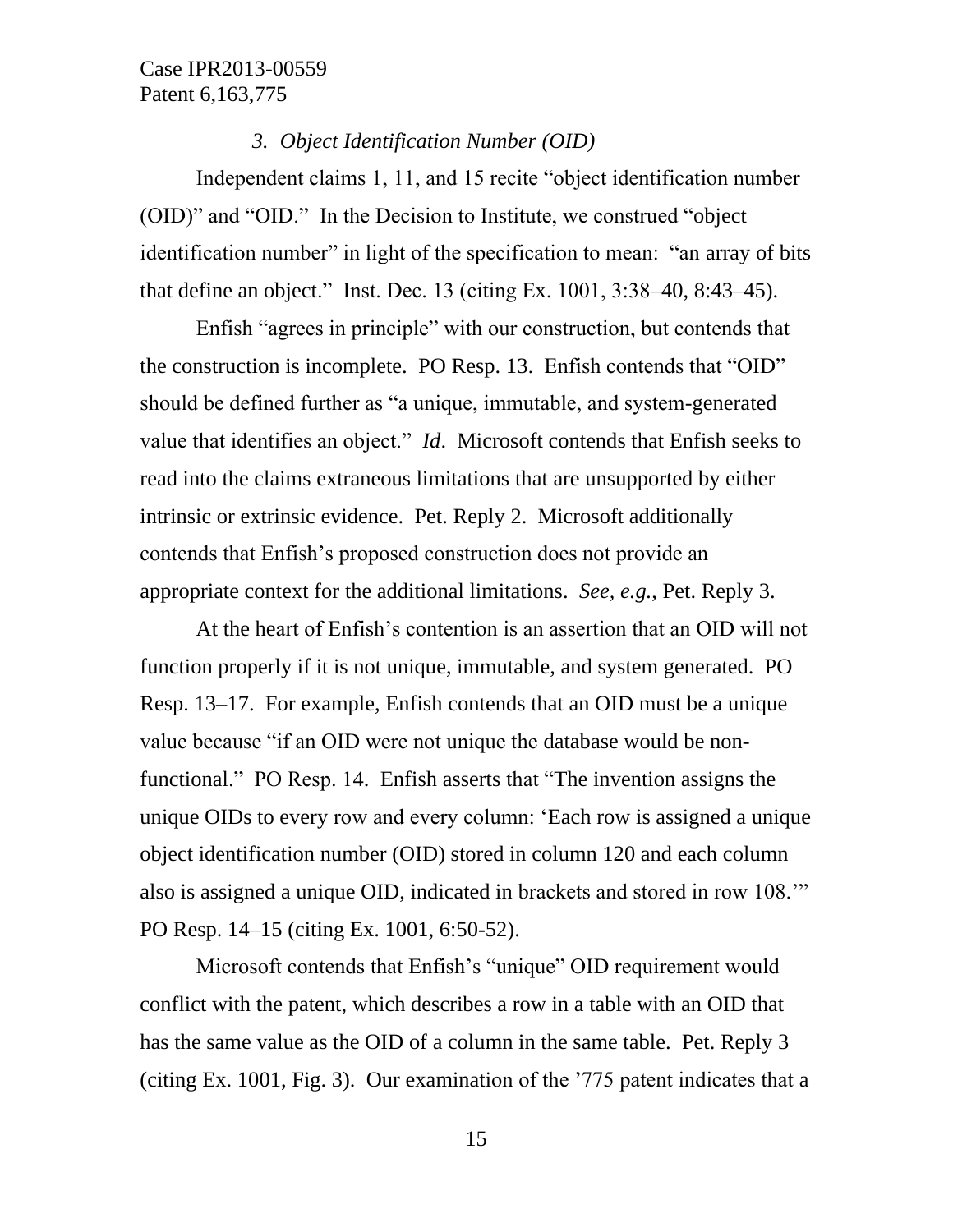### *3. Object Identification Number (OID)*

Independent claims 1, 11, and 15 recite "object identification number (OID)" and "OID." In the Decision to Institute, we construed "object identification number" in light of the specification to mean: "an array of bits that define an object." Inst. Dec. 13 (citing Ex. 1001, 3:38–40, 8:43–45).

Enfish "agrees in principle" with our construction, but contends that the construction is incomplete. PO Resp. 13. Enfish contends that "OID" should be defined further as "a unique, immutable, and system-generated value that identifies an object." *Id*. Microsoft contends that Enfish seeks to read into the claims extraneous limitations that are unsupported by either intrinsic or extrinsic evidence. Pet. Reply 2. Microsoft additionally contends that Enfish's proposed construction does not provide an appropriate context for the additional limitations. *See, e.g.*, Pet. Reply 3.

At the heart of Enfish's contention is an assertion that an OID will not function properly if it is not unique, immutable, and system generated. PO Resp. 13–17. For example, Enfish contends that an OID must be a unique value because "if an OID were not unique the database would be non-functional." PO Resp. 14. Enfish asserts that "The invention assigns the unique OIDs to every row and every column: 'Each row is assigned a unique object identification number (OID) stored in column 120 and each column also is assigned a unique OID, indicated in brackets and stored in row 108.'" PO Resp. 14–15 (citing Ex. 1001, 6:50-52).

Microsoft contends that Enfish's "unique" OID requirement would conflict with the patent, which describes a row in a table with an OID that has the same value as the OID of a column in the same table. Pet. Reply 3 (citing Ex. 1001, Fig. 3). Our examination of the '775 patent indicates that a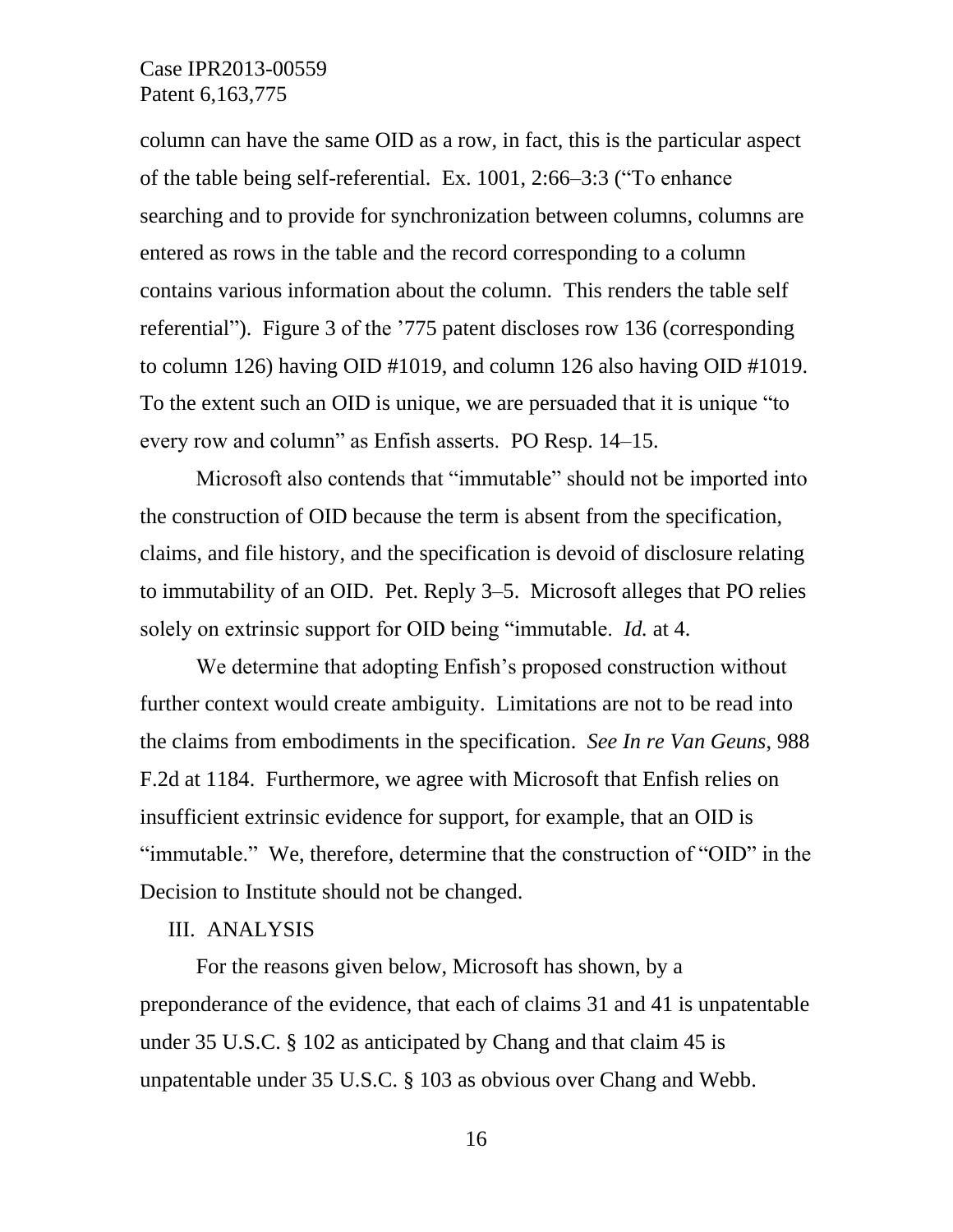column can have the same OID as a row, in fact, this is the particular aspect of the table being self-referential. Ex. 1001, 2:66–3:3 ("To enhance searching and to provide for synchronization between columns, columns are entered as rows in the table and the record corresponding to a column contains various information about the column. This renders the table self referential"). Figure 3 of the '775 patent discloses row 136 (corresponding to column 126) having OID #1019, and column 126 also having OID #1019. To the extent such an OID is unique, we are persuaded that it is unique "to every row and column" as Enfish asserts. PO Resp. 14–15.

Microsoft also contends that "immutable" should not be imported into the construction of OID because the term is absent from the specification, claims, and file history, and the specification is devoid of disclosure relating to immutability of an OID. Pet. Reply 3–5. Microsoft alleges that PO relies solely on extrinsic support for OID being "immutable. *Id.* at 4.

We determine that adopting Enfish's proposed construction without further context would create ambiguity. Limitations are not to be read into the claims from embodiments in the specification. *See In re Van Geuns*, 988 F.2d at 1184. Furthermore, we agree with Microsoft that Enfish relies on insufficient extrinsic evidence for support, for example, that an OID is "immutable." We, therefore, determine that the construction of "OID" in the Decision to Institute should not be changed.

## III. ANALYSIS

For the reasons given below, Microsoft has shown, by a preponderance of the evidence, that each of claims 31 and 41 is unpatentable under 35 U.S.C. § 102 as anticipated by Chang and that claim 45 is unpatentable under 35 U.S.C. § 103 as obvious over Chang and Webb.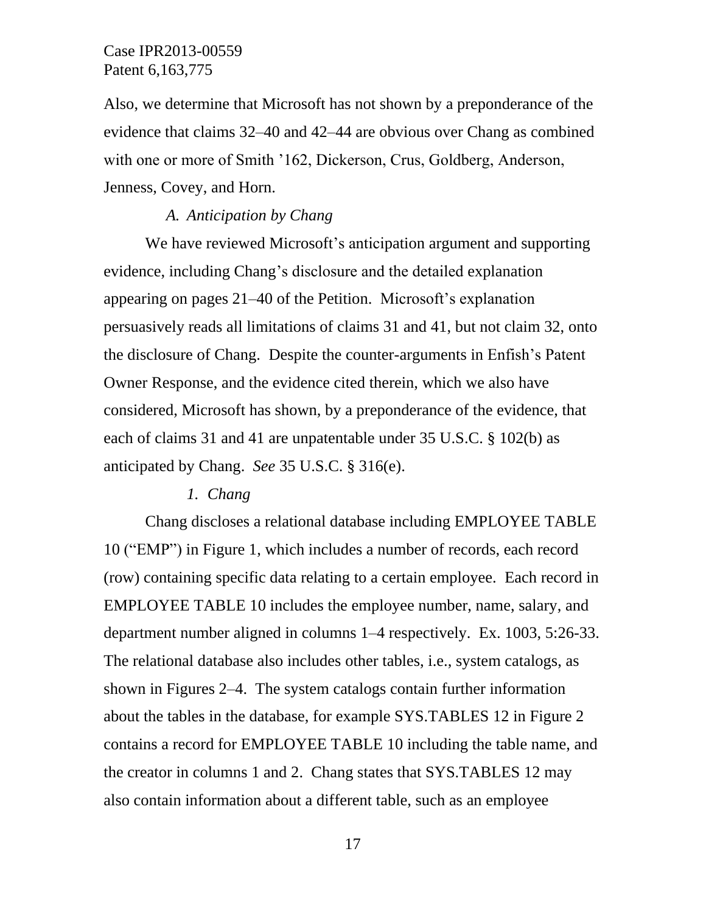Also, we determine that Microsoft has not shown by a preponderance of the evidence that claims 32–40 and 42–44 are obvious over Chang as combined with one or more of Smith ’162, Dickerson, Crus, Goldberg, Anderson, Jenness, Covey, and Horn.

### *A. Anticipation by Chang*

We have reviewed Microsoft’s anticipation argument and supporting evidence, including Chang’s disclosure and the detailed explanation appearing on pages 21–40 of the Petition. Microsoft’s explanation persuasively reads all limitations of claims 31 and 41, but not claim 32, onto the disclosure of Chang. Despite the counter-arguments in Enfish’s Patent Owner Response, and the evidence cited therein, which we also have considered, Microsoft has shown, by a preponderance of the evidence, that each of claims 31 and 41 are unpatentable under 35 U.S.C. § 102(b) as anticipated by Chang. *See* 35 U.S.C. § 316(e).

#### *1. Chang*

Chang discloses a relational database including EMPLOYEE TABLE 10 (“EMP”) in Figure 1, which includes a number of records, each record (row) containing specific data relating to a certain employee. Each record in EMPLOYEE TABLE 10 includes the employee number, name, salary, and department number aligned in columns 1–4 respectively. Ex. 1003, 5:26-33. The relational database also includes other tables, i.e., system catalogs, as shown in Figures 2–4. The system catalogs contain further information about the tables in the database, for example SYS.TABLES 12 in Figure 2 contains a record for EMPLOYEE TABLE 10 including the table name, and the creator in columns 1 and 2. Chang states that SYS.TABLES 12 may also contain information about a different table, such as an employee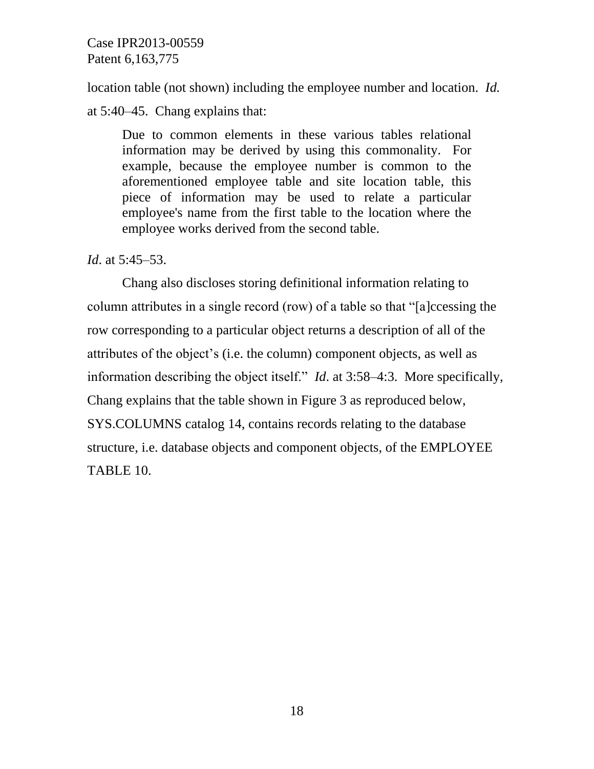location table (not shown) including the employee number and location. *Id.* at 5:40–45. Chang explains that:

> Due to common elements in these various tables relational information may be derived by using this commonality. For example, because the employee number is common to the aforementioned employee table and site location table, this piece of information may be used to relate a particular employee's name from the first table to the location where the employee works derived from the second table.

*Id*. at 5:45–53.

Chang also discloses storing definitional information relating to column attributes in a single record (row) of a table so that "[a]ccessing the row corresponding to a particular object returns a description of all of the attributes of the object's (i.e. the column) component objects, as well as information describing the object itself." *Id*. at 3:58–4:3. More specifically, Chang explains that the table shown in Figure 3 as reproduced below, SYS.COLUMNS catalog 14, contains records relating to the database structure, i.e. database objects and component objects, of the EMPLOYEE TABLE 10.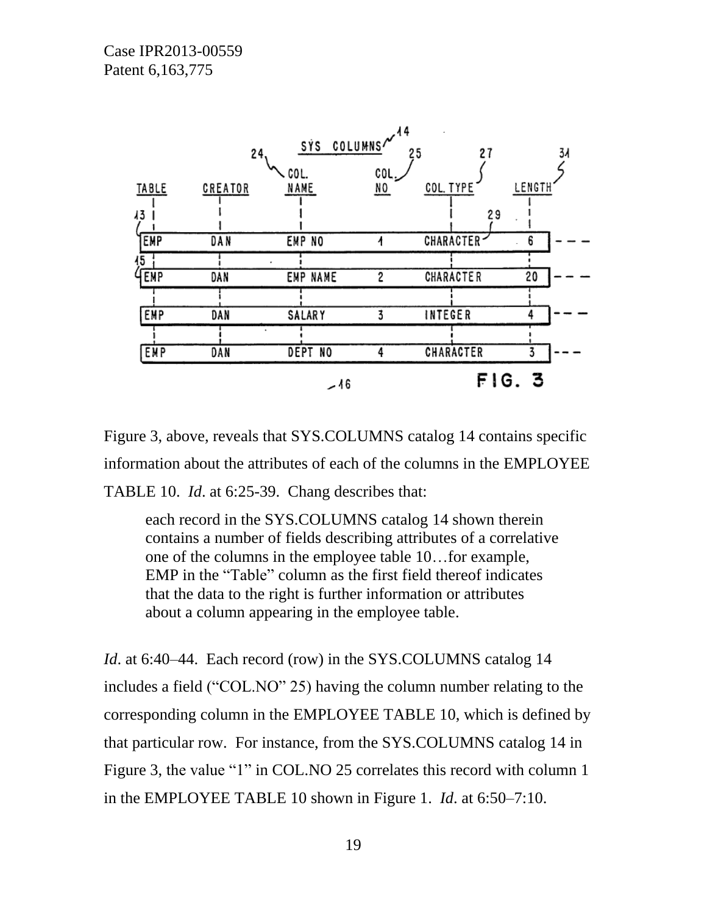Figure 3, above, reveals that SYS.COLUMNS catalog 14 contains specific information about the attributes of each of the columns in the EMPLOYEE TABLE 10. *Id*. at 6:25-39. Chang describes that:

> each record in the SYS.COLUMNS catalog 14 shown therein contains a number of fields describing attributes of a correlative one of the columns in the employee table 10…for example, EMP in the "Table" column as the first field thereof indicates that the data to the right is further information or attributes about a column appearing in the employee table.

*Id*. at 6:40–44. Each record (row) in the SYS.COLUMNS catalog 14 includes a field ("COL.NO" 25) having the column number relating to the corresponding column in the EMPLOYEE TABLE 10, which is defined by that particular row. For instance, from the SYS.COLUMNS catalog 14 in Figure 3, the value "1" in COL.NO 25 correlates this record with column 1 in the EMPLOYEE TABLE 10 shown in Figure 1. *Id*. at 6:50–7:10.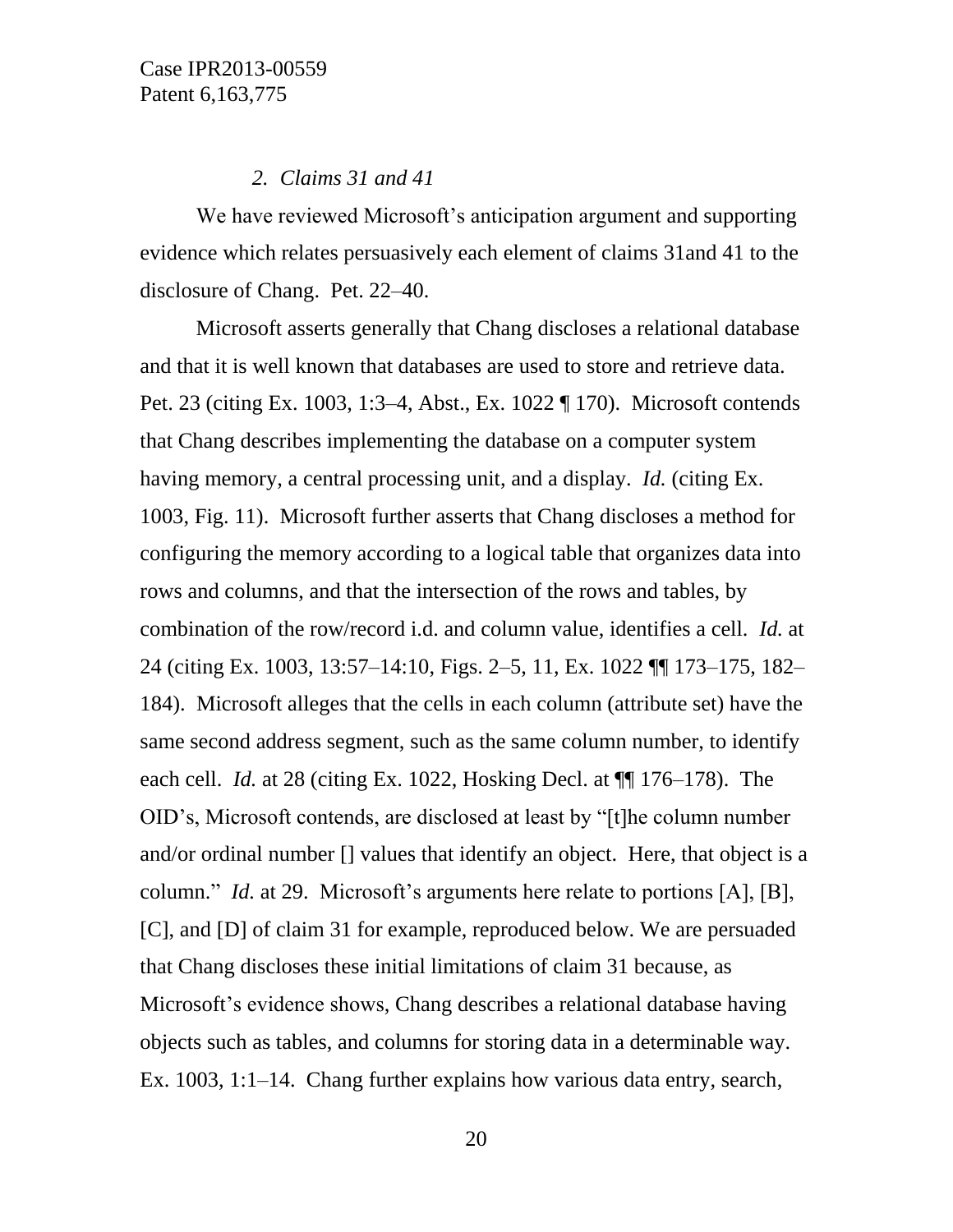*2. Claims 31 and 41*

We have reviewed Microsoft's anticipation argument and supporting evidence which relates persuasively each element of claims 31and 41 to the disclosure of Chang. Pet. 22–40.

Microsoft asserts generally that Chang discloses a relational database and that it is well known that databases are used to store and retrieve data. Pet. 23 (citing Ex. 1003, 1:3–4, Abst., Ex. 1022 ¶ 170). Microsoft contends that Chang describes implementing the database on a computer system having memory, a central processing unit, and a display. *Id.* (citing Ex. 1003, Fig. 11). Microsoft further asserts that Chang discloses a method for configuring the memory according to a logical table that organizes data into rows and columns, and that the intersection of the rows and tables, by combination of the row/record i.d. and column value, identifies a cell. *Id.* at 24 (citing Ex. 1003, 13:57–14:10, Figs. 2–5, 11, Ex. 1022 ¶¶ 173–175, 182–184). Microsoft alleges that the cells in each column (attribute set) have the same second address segment, such as the same column number, to identify each cell. *Id.* at 28 (citing Ex. 1022, Hosking Decl. at ¶¶ 176–178). The OID's, Microsoft contends, are disclosed at least by "[t]he column number and/or ordinal number [] values that identify an object. Here, that object is a column." *Id.* at 29. Microsoft's arguments here relate to portions [A], [B], [C], and [D] of claim 31 for example, reproduced below. We are persuaded that Chang discloses these initial limitations of claim 31 because, as Microsoft's evidence shows, Chang describes a relational database having objects such as tables, and columns for storing data in a determinable way. Ex. 1003, 1:1–14. Chang further explains how various data entry, search,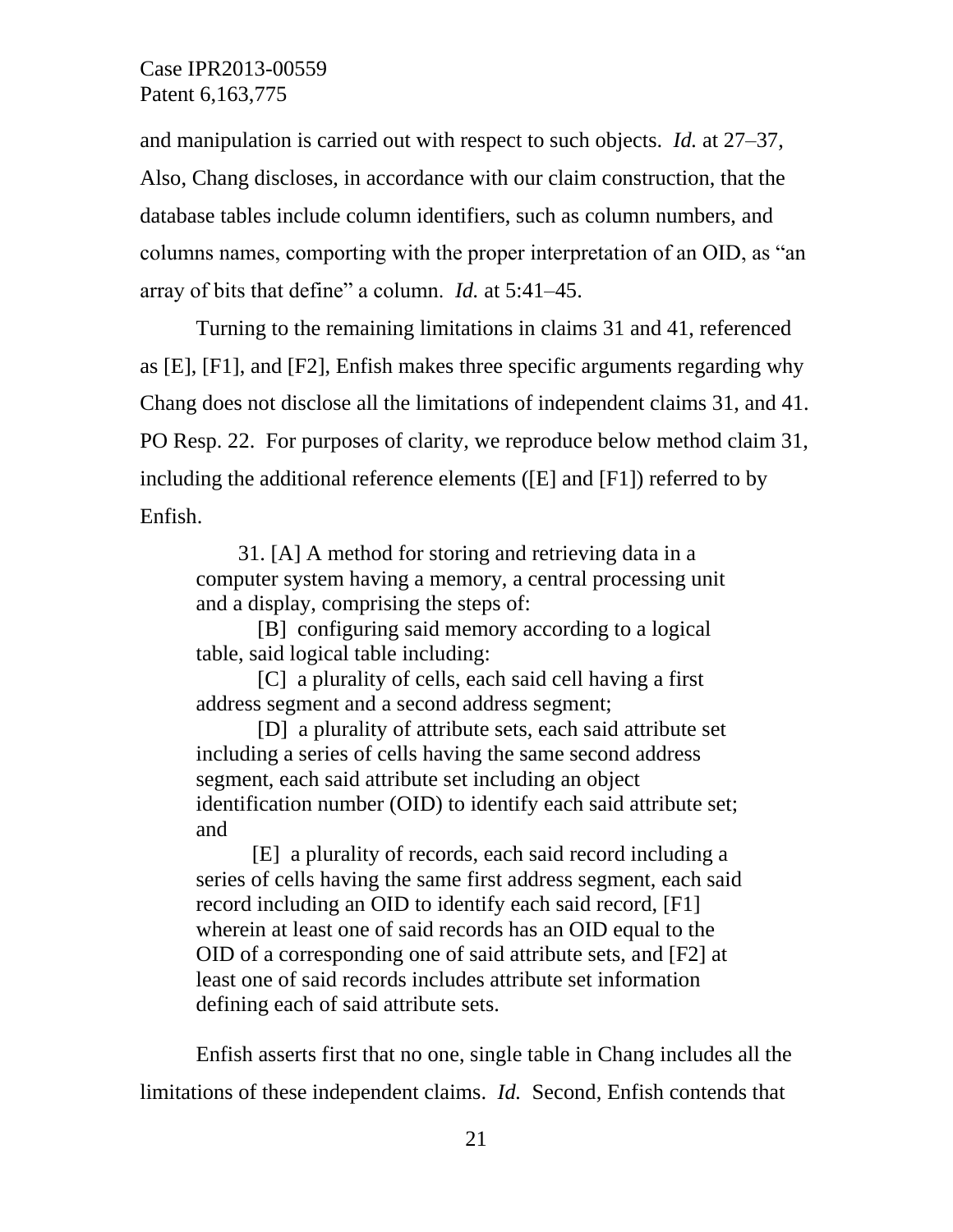and manipulation is carried out with respect to such objects. *Id.* at 27–37, Also, Chang discloses, in accordance with our claim construction, that the database tables include column identifiers, such as column numbers, and columns names, comporting with the proper interpretation of an OID, as "an array of bits that define" a column. *Id.* at 5:41–45.

Turning to the remaining limitations in claims 31 and 41, referenced as [E], [F1], and [F2], Enfish makes three specific arguments regarding why Chang does not disclose all the limitations of independent claims 31, and 41. PO Resp. 22. For purposes of clarity, we reproduce below method claim 31, including the additional reference elements ([E] and [F1]) referred to by Enfish.

> 31. [A] A method for storing and retrieving data in a computer system having a memory, a central processing unit and a display, comprising the steps of:
>
> [B] configuring said memory according to a logical table, said logical table including:
>
> [C] a plurality of cells, each said cell having a first address segment and a second address segment;
>
> [D] a plurality of attribute sets, each said attribute set including a series of cells having the same second address segment, each said attribute set including an object identification number (OID) to identify each said attribute set; and
>
> [E] a plurality of records, each said record including a series of cells having the same first address segment, each said record including an OID to identify each said record, [F1] wherein at least one of said records has an OID equal to the OID of a corresponding one of said attribute sets, and [F2] at least one of said records includes attribute set information defining each of said attribute sets.

Enfish asserts first that no one, single table in Chang includes all the limitations of these independent claims. *Id.* Second, Enfish contends that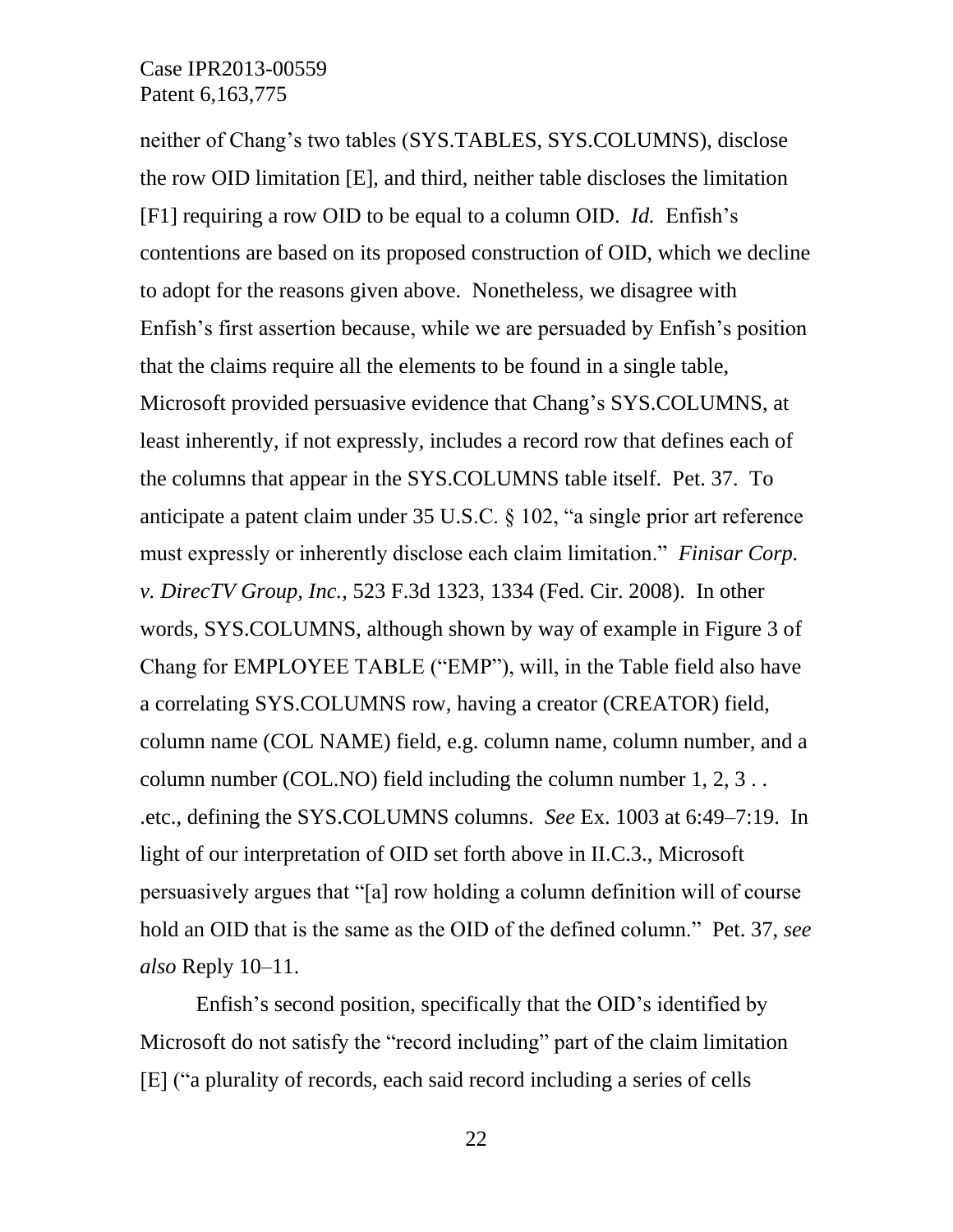neither of Chang's two tables (SYS.TABLES, SYS.COLUMNS), disclose the row OID limitation [E], and third, neither table discloses the limitation [F1] requiring a row OID to be equal to a column OID. *Id.* Enfish's contentions are based on its proposed construction of OID, which we decline to adopt for the reasons given above. Nonetheless, we disagree with Enfish's first assertion because, while we are persuaded by Enfish's position that the claims require all the elements to be found in a single table, Microsoft provided persuasive evidence that Chang's SYS.COLUMNS, at least inherently, if not expressly, includes a record row that defines each of the columns that appear in the SYS.COLUMNS table itself. Pet. 37. To anticipate a patent claim under 35 U.S.C. § 102, "a single prior art reference must expressly or inherently disclose each claim limitation." *Finisar Corp. v. DirecTV Group, Inc.*, 523 F.3d 1323, 1334 (Fed. Cir. 2008). In other words, SYS.COLUMNS, although shown by way of example in Figure 3 of Chang for EMPLOYEE TABLE ("EMP"), will, in the Table field also have a correlating SYS.COLUMNS row, having a creator (CREATOR) field, column name (COL NAME) field, e.g. column name, column number, and a column number (COL.NO) field including the column number 1, 2, 3 . . .etc., defining the SYS.COLUMNS columns. *See* Ex. 1003 at 6:49–7:19. In light of our interpretation of OID set forth above in II.C.3., Microsoft persuasively argues that "[a] row holding a column definition will of course hold an OID that is the same as the OID of the defined column." Pet. 37, *see also* Reply 10–11.

Enfish's second position, specifically that the OID's identified by Microsoft do not satisfy the "record including" part of the claim limitation [E] ("a plurality of records, each said record including a series of cells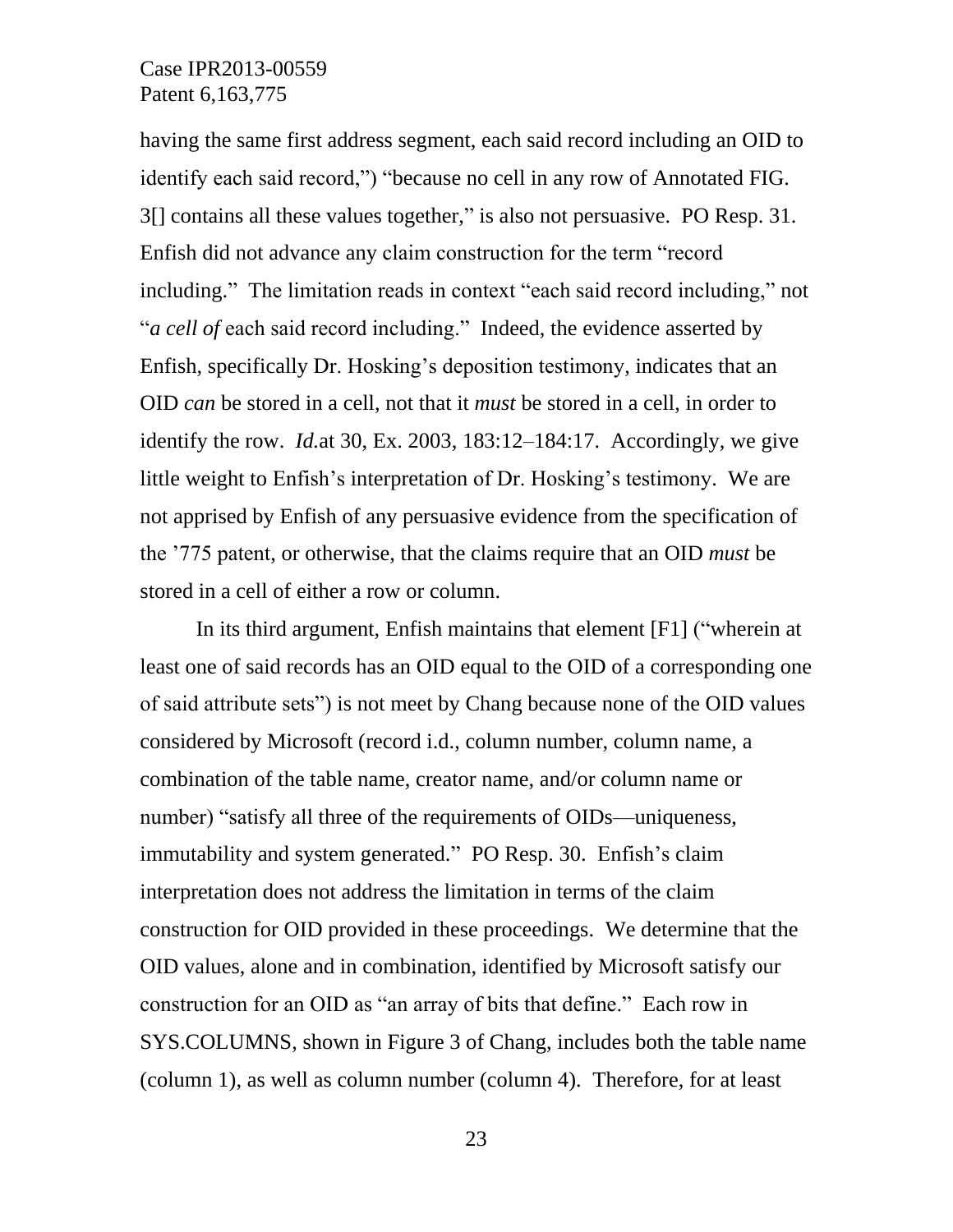having the same first address segment, each said record including an OID to identify each said record,") "because no cell in any row of Annotated FIG. 3[] contains all these values together," is also not persuasive. PO Resp. 31. Enfish did not advance any claim construction for the term "record including." The limitation reads in context "each said record including," not "*a cell of* each said record including." Indeed, the evidence asserted by Enfish, specifically Dr. Hosking's deposition testimony, indicates that an OID *can* be stored in a cell, not that it *must* be stored in a cell, in order to identify the row. *Id.*at 30, Ex. 2003, 183:12–184:17. Accordingly, we give little weight to Enfish's interpretation of Dr. Hosking's testimony. We are not apprised by Enfish of any persuasive evidence from the specification of the '775 patent, or otherwise, that the claims require that an OID *must* be stored in a cell of either a row or column.

In its third argument, Enfish maintains that element [F1] ("wherein at least one of said records has an OID equal to the OID of a corresponding one of said attribute sets") is not meet by Chang because none of the OID values considered by Microsoft (record i.d., column number, column name, a combination of the table name, creator name, and/or column name or number) "satisfy all three of the requirements of OIDs—uniqueness, immutability and system generated." PO Resp. 30. Enfish's claim interpretation does not address the limitation in terms of the claim construction for OID provided in these proceedings. We determine that the OID values, alone and in combination, identified by Microsoft satisfy our construction for an OID as "an array of bits that define." Each row in SYS.COLUMNS, shown in Figure 3 of Chang, includes both the table name (column 1), as well as column number (column 4). Therefore, for at least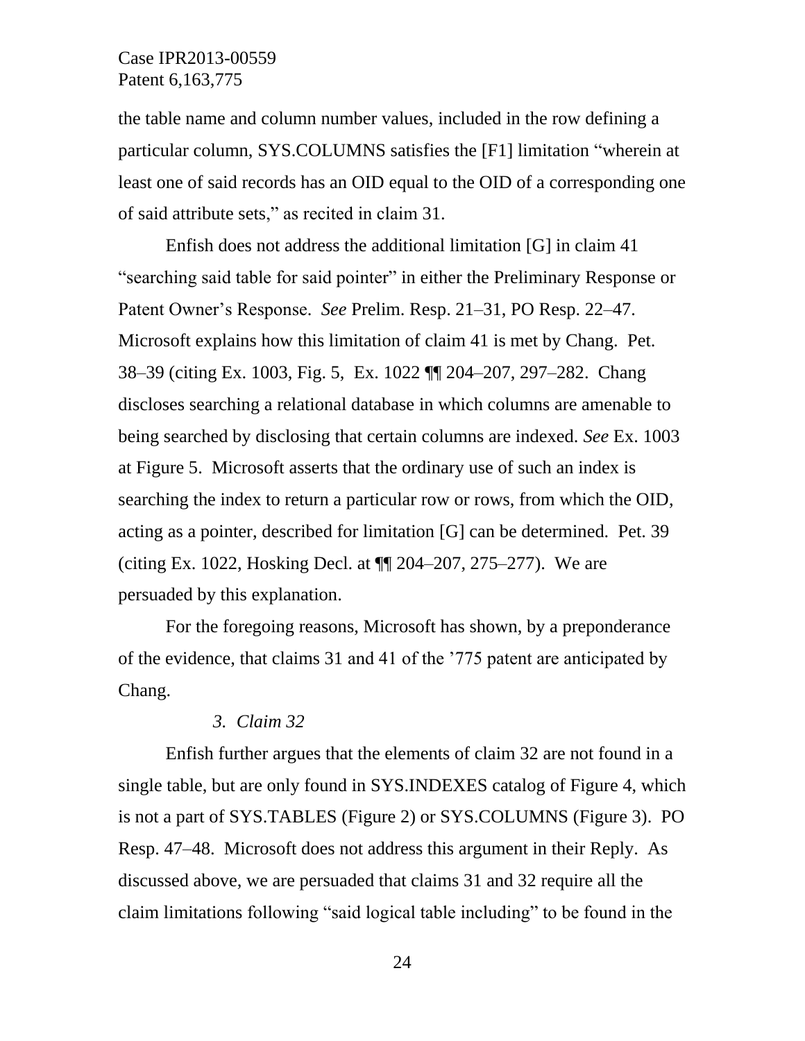the table name and column number values, included in the row defining a particular column, SYS.COLUMNS satisfies the [F1] limitation "wherein at least one of said records has an OID equal to the OID of a corresponding one of said attribute sets," as recited in claim 31.

Enfish does not address the additional limitation [G] in claim 41 "searching said table for said pointer" in either the Preliminary Response or Patent Owner's Response. *See* Prelim. Resp. 21–31, PO Resp. 22–47. Microsoft explains how this limitation of claim 41 is met by Chang. Pet. 38–39 (citing Ex. 1003, Fig. 5, Ex. 1022 ¶¶ 204–207, 297–282. Chang discloses searching a relational database in which columns are amenable to being searched by disclosing that certain columns are indexed. *See* Ex. 1003 at Figure 5. Microsoft asserts that the ordinary use of such an index is searching the index to return a particular row or rows, from which the OID, acting as a pointer, described for limitation [G] can be determined. Pet. 39 (citing Ex. 1022, Hosking Decl. at ¶¶ 204–207, 275–277). We are persuaded by this explanation.

For the foregoing reasons, Microsoft has shown, by a preponderance of the evidence, that claims 31 and 41 of the '775 patent are anticipated by Chang.

*3. Claim 32*

Enfish further argues that the elements of claim 32 are not found in a single table, but are only found in SYS.INDEXES catalog of Figure 4, which is not a part of SYS.TABLES (Figure 2) or SYS.COLUMNS (Figure 3). PO Resp. 47–48. Microsoft does not address this argument in their Reply. As discussed above, we are persuaded that claims 31 and 32 require all the claim limitations following "said logical table including" to be found in the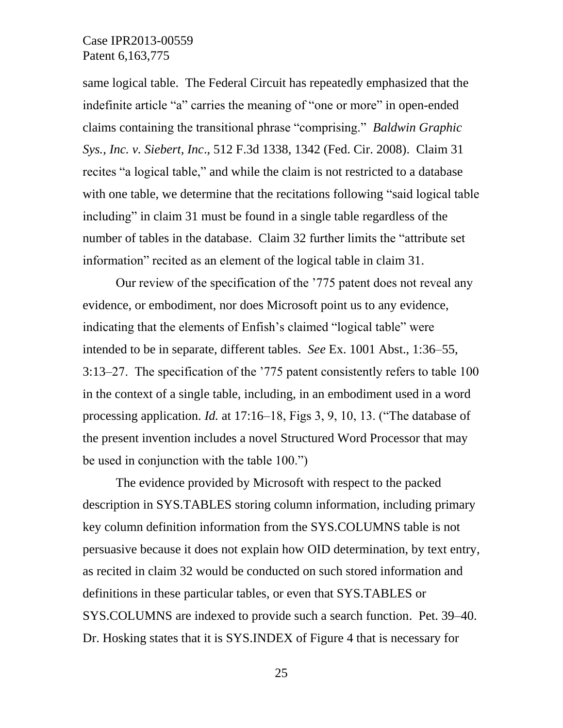same logical table. The Federal Circuit has repeatedly emphasized that the indefinite article "a" carries the meaning of "one or more" in open-ended claims containing the transitional phrase "comprising." *Baldwin Graphic Sys., Inc. v. Siebert, Inc*., 512 F.3d 1338, 1342 (Fed. Cir. 2008). Claim 31 recites "a logical table," and while the claim is not restricted to a database with one table, we determine that the recitations following "said logical table including" in claim 31 must be found in a single table regardless of the number of tables in the database. Claim 32 further limits the "attribute set information" recited as an element of the logical table in claim 31.

Our review of the specification of the '775 patent does not reveal any evidence, or embodiment, nor does Microsoft point us to any evidence, indicating that the elements of Enfish's claimed "logical table" were intended to be in separate, different tables. *See* Ex. 1001 Abst., 1:36–55, 3:13–27. The specification of the '775 patent consistently refers to table 100 in the context of a single table, including, in an embodiment used in a word processing application. *Id.* at 17:16–18, Figs 3, 9, 10, 13. ("The database of the present invention includes a novel Structured Word Processor that may be used in conjunction with the table 100.")

The evidence provided by Microsoft with respect to the packed description in SYS.TABLES storing column information, including primary key column definition information from the SYS.COLUMNS table is not persuasive because it does not explain how OID determination, by text entry, as recited in claim 32 would be conducted on such stored information and definitions in these particular tables, or even that SYS.TABLES or SYS.COLUMNS are indexed to provide such a search function. Pet. 39–40. Dr. Hosking states that it is SYS.INDEX of Figure 4 that is necessary for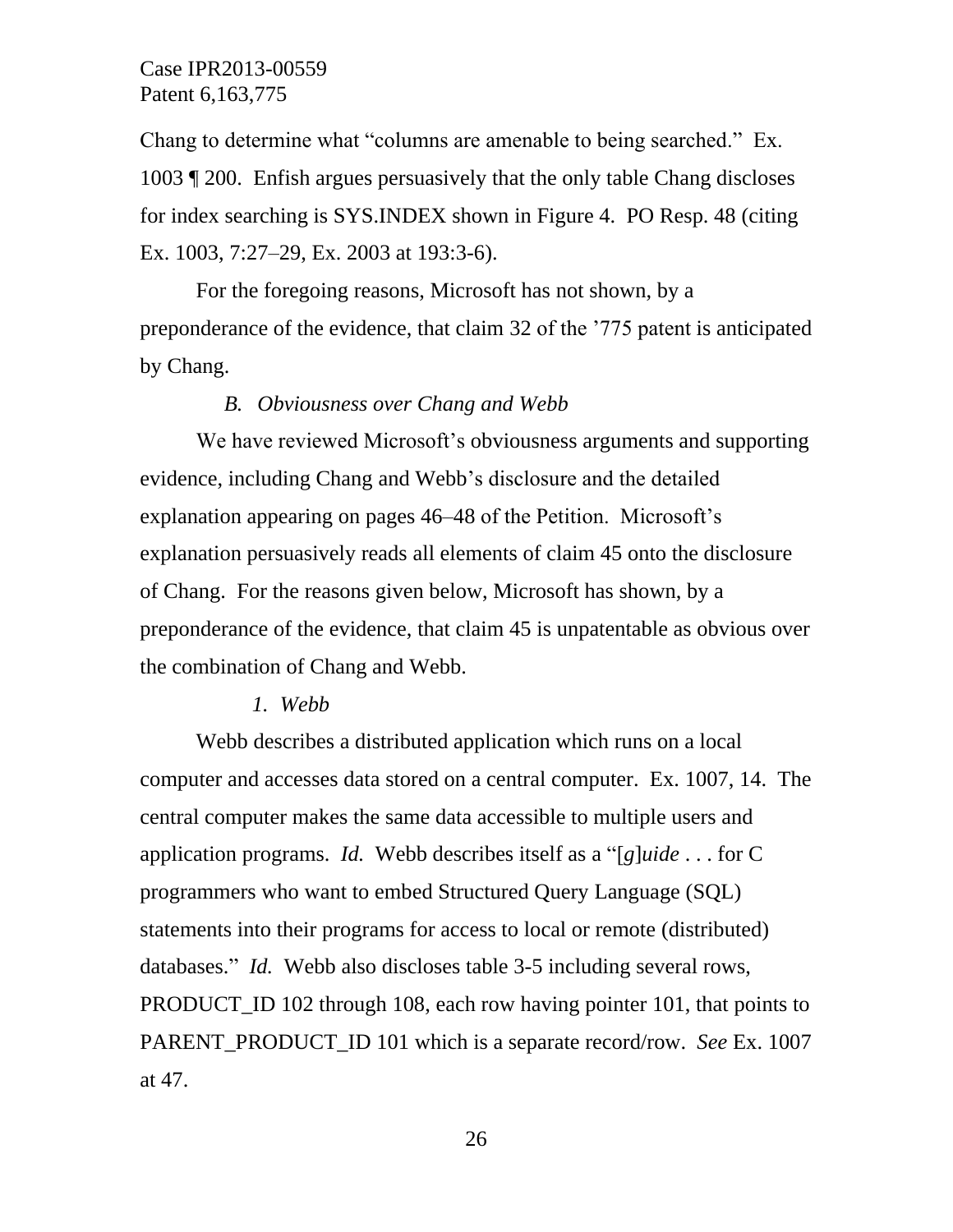Chang to determine what "columns are amenable to being searched." Ex. 1003 ¶ 200. Enfish argues persuasively that the only table Chang discloses for index searching is SYS.INDEX shown in Figure 4. PO Resp. 48 (citing Ex. 1003, 7:27–29, Ex. 2003 at 193:3-6).

For the foregoing reasons, Microsoft has not shown, by a preponderance of the evidence, that claim 32 of the '775 patent is anticipated by Chang.

### *B. Obviousness over Chang and Webb*

We have reviewed Microsoft's obviousness arguments and supporting evidence, including Chang and Webb's disclosure and the detailed explanation appearing on pages 46–48 of the Petition. Microsoft's explanation persuasively reads all elements of claim 45 onto the disclosure of Chang. For the reasons given below, Microsoft has shown, by a preponderance of the evidence, that claim 45 is unpatentable as obvious over the combination of Chang and Webb.

#### *1. Webb*

Webb describes a distributed application which runs on a local computer and accesses data stored on a central computer. Ex. 1007, 14. The central computer makes the same data accessible to multiple users and application programs. *Id.* Webb describes itself as a "[*g*]*uide* . . . for C programmers who want to embed Structured Query Language (SQL) statements into their programs for access to local or remote (distributed) databases." *Id.* Webb also discloses table 3-5 including several rows, PRODUCT_ID 102 through 108, each row having pointer 101, that points to PARENT_PRODUCT_ID 101 which is a separate record/row. *See* Ex. 1007 at 47.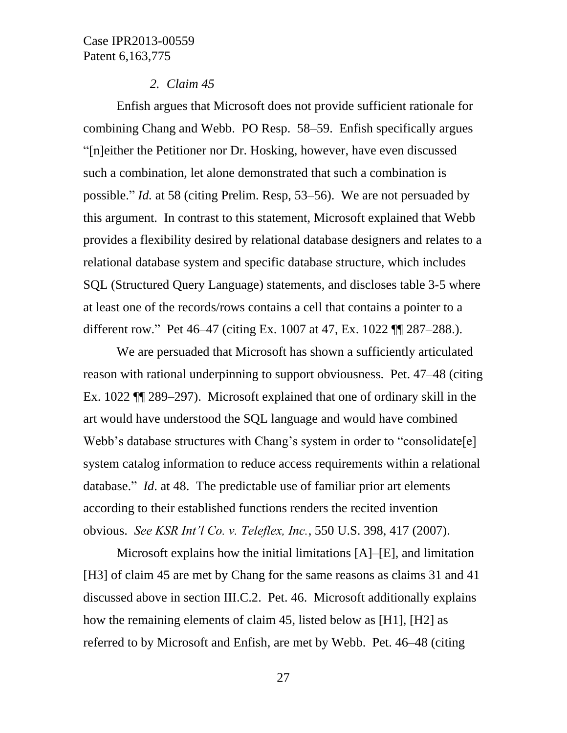*2. Claim 45*

Enfish argues that Microsoft does not provide sufficient rationale for combining Chang and Webb. PO Resp. 58–59. Enfish specifically argues "[n]either the Petitioner nor Dr. Hosking, however, have even discussed such a combination, let alone demonstrated that such a combination is possible." *Id.* at 58 (citing Prelim. Resp, 53–56). We are not persuaded by this argument. In contrast to this statement, Microsoft explained that Webb provides a flexibility desired by relational database designers and relates to a relational database system and specific database structure, which includes SQL (Structured Query Language) statements, and discloses table 3-5 where at least one of the records/rows contains a cell that contains a pointer to a different row." Pet 46–47 (citing Ex. 1007 at 47, Ex. 1022 ¶¶ 287–288.).

We are persuaded that Microsoft has shown a sufficiently articulated reason with rational underpinning to support obviousness. Pet. 47–48 (citing Ex. 1022 ¶¶ 289–297). Microsoft explained that one of ordinary skill in the art would have understood the SQL language and would have combined Webb's database structures with Chang's system in order to "consolidate[e] system catalog information to reduce access requirements within a relational database." *Id*. at 48. The predictable use of familiar prior art elements according to their established functions renders the recited invention obvious. *See KSR Int'l Co. v. Teleflex, Inc.*, 550 U.S. 398, 417 (2007).

Microsoft explains how the initial limitations [A]–[E], and limitation [H3] of claim 45 are met by Chang for the same reasons as claims 31 and 41 discussed above in section III.C.2. Pet. 46. Microsoft additionally explains how the remaining elements of claim 45, listed below as [H1], [H2] as referred to by Microsoft and Enfish, are met by Webb. Pet. 46–48 (citing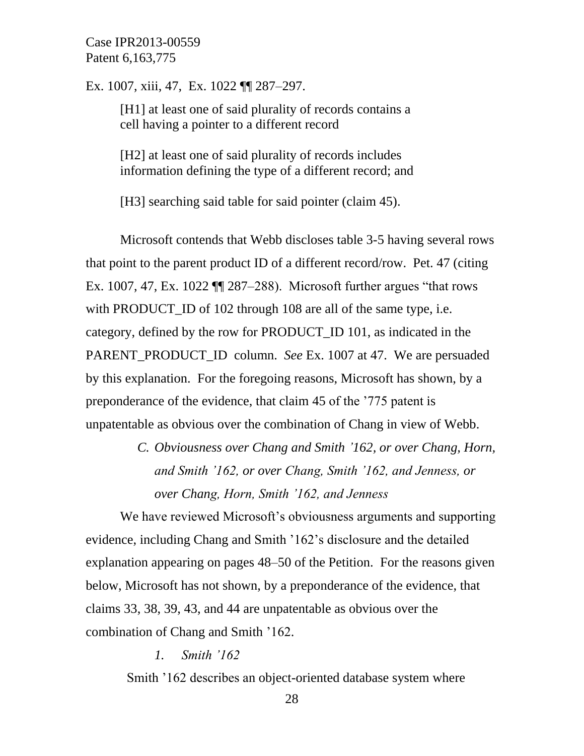Ex. 1007, xiii, 47, Ex. 1022 ¶¶ 287–297.

> [H1] at least one of said plurality of records contains a cell having a pointer to a different record
>
> [H2] at least one of said plurality of records includes information defining the type of a different record; and
>
> [H3] searching said table for said pointer (claim 45).

Microsoft contends that Webb discloses table 3-5 having several rows that point to the parent product ID of a different record/row. Pet. 47 (citing Ex. 1007, 47, Ex. 1022 ¶¶ 287–288). Microsoft further argues "that rows with PRODUCT_ID of 102 through 108 are all of the same type, i.e. category, defined by the row for PRODUCT_ID 101, as indicated in the PARENT_PRODUCT_ID column. *See* Ex. 1007 at 47. We are persuaded by this explanation. For the foregoing reasons, Microsoft has shown, by a preponderance of the evidence, that claim 45 of the '775 patent is unpatentable as obvious over the combination of Chang in view of Webb.

### *C. Obviousness over Chang and Smith '162, or over Chang, Horn, and Smith '162, or over Chang, Smith '162, and Jenness, or over Chang, Horn, Smith '162, and Jenness*

We have reviewed Microsoft's obviousness arguments and supporting evidence, including Chang and Smith '162's disclosure and the detailed explanation appearing on pages 48–50 of the Petition. For the reasons given below, Microsoft has not shown, by a preponderance of the evidence, that claims 33, 38, 39, 43, and 44 are unpatentable as obvious over the combination of Chang and Smith '162.

#### *1. Smith '162*

Smith '162 describes an object-oriented database system where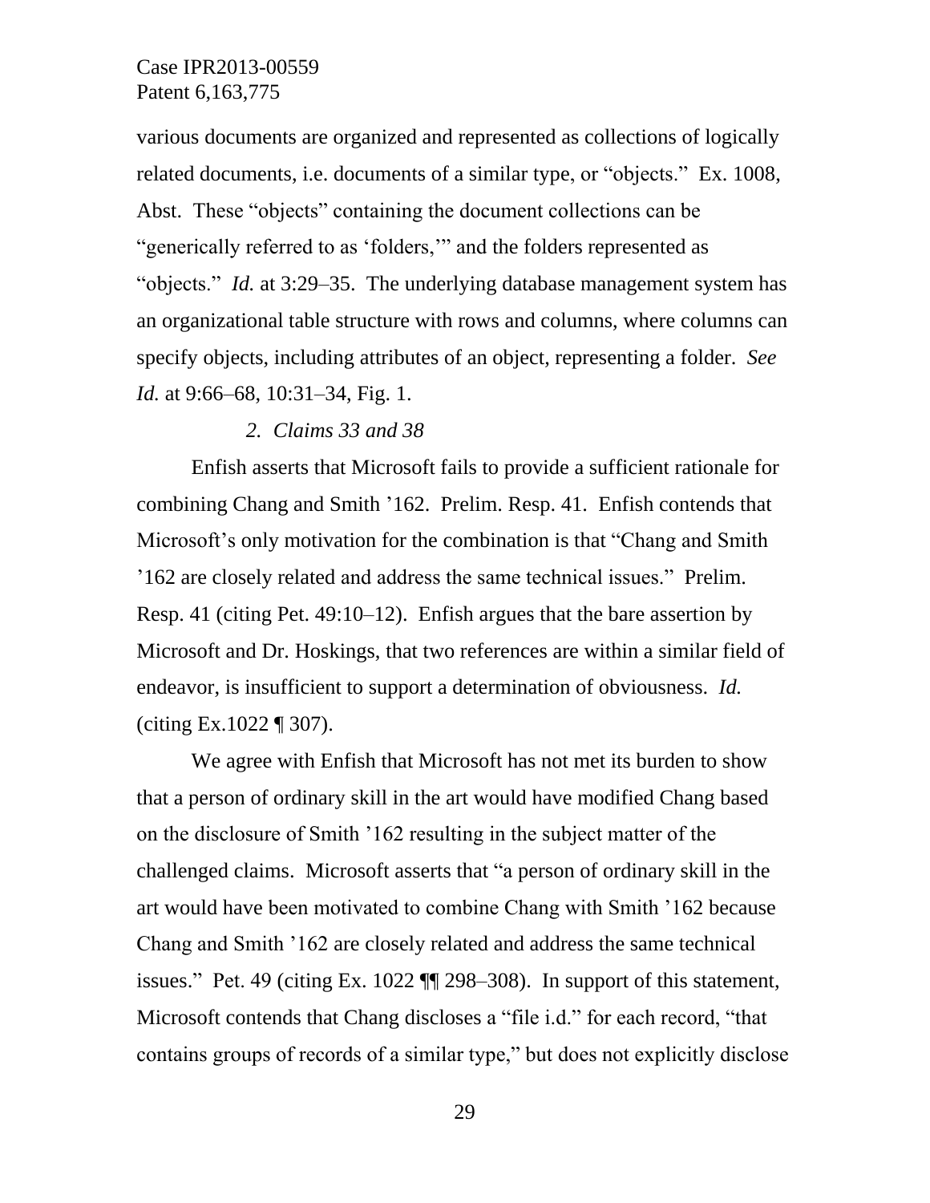various documents are organized and represented as collections of logically related documents, i.e. documents of a similar type, or "objects." Ex. 1008, Abst. These "objects" containing the document collections can be "generically referred to as 'folders,'" and the folders represented as "objects." *Id.* at 3:29–35. The underlying database management system has an organizational table structure with rows and columns, where columns can specify objects, including attributes of an object, representing a folder. *See Id.* at 9:66–68, 10:31–34, Fig. 1.

*2. Claims 33 and 38*

Enfish asserts that Microsoft fails to provide a sufficient rationale for combining Chang and Smith '162. Prelim. Resp. 41. Enfish contends that Microsoft's only motivation for the combination is that "Chang and Smith '162 are closely related and address the same technical issues." Prelim. Resp. 41 (citing Pet. 49:10–12). Enfish argues that the bare assertion by Microsoft and Dr. Hoskings, that two references are within a similar field of endeavor, is insufficient to support a determination of obviousness. *Id.* (citing Ex.1022 ¶ 307).

We agree with Enfish that Microsoft has not met its burden to show that a person of ordinary skill in the art would have modified Chang based on the disclosure of Smith '162 resulting in the subject matter of the challenged claims. Microsoft asserts that "a person of ordinary skill in the art would have been motivated to combine Chang with Smith '162 because Chang and Smith '162 are closely related and address the same technical issues." Pet. 49 (citing Ex. 1022 ¶¶ 298–308). In support of this statement, Microsoft contends that Chang discloses a "file i.d." for each record, "that contains groups of records of a similar type," but does not explicitly disclose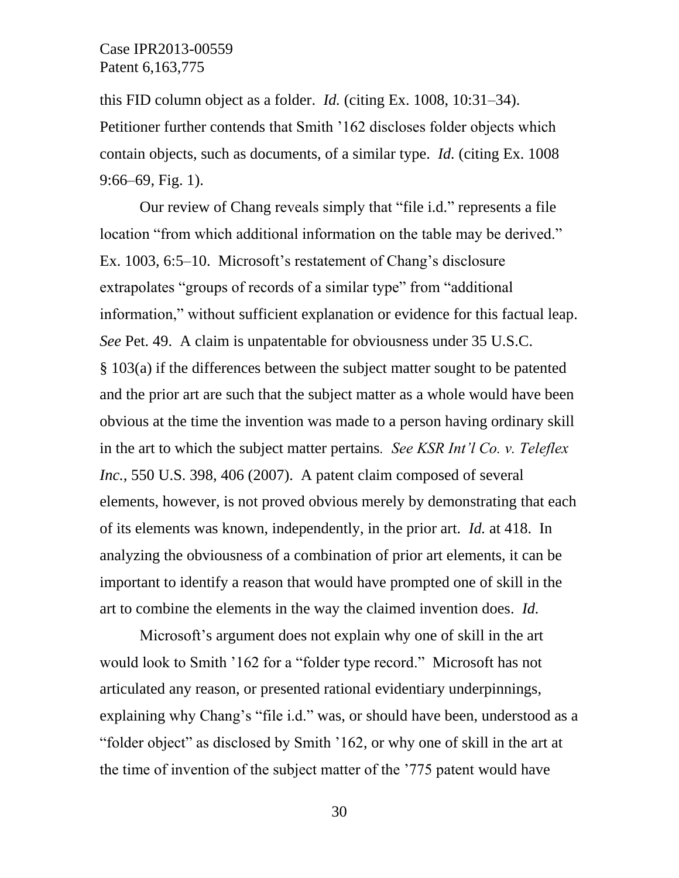this FID column object as a folder. *Id.* (citing Ex. 1008, 10:31–34). Petitioner further contends that Smith '162 discloses folder objects which contain objects, such as documents, of a similar type. *Id.* (citing Ex. 1008 9:66–69, Fig. 1).

Our review of Chang reveals simply that "file i.d." represents a file location "from which additional information on the table may be derived." Ex. 1003, 6:5–10. Microsoft's restatement of Chang's disclosure extrapolates "groups of records of a similar type" from "additional information," without sufficient explanation or evidence for this factual leap. *See* Pet. 49. A claim is unpatentable for obviousness under 35 U.S.C. § 103(a) if the differences between the subject matter sought to be patented and the prior art are such that the subject matter as a whole would have been obvious at the time the invention was made to a person having ordinary skill in the art to which the subject matter pertains*. See KSR Int'l Co. v. Teleflex Inc.*, 550 U.S. 398, 406 (2007). A patent claim composed of several elements, however, is not proved obvious merely by demonstrating that each of its elements was known, independently, in the prior art. *Id.* at 418. In analyzing the obviousness of a combination of prior art elements, it can be important to identify a reason that would have prompted one of skill in the art to combine the elements in the way the claimed invention does. *Id.*

Microsoft's argument does not explain why one of skill in the art would look to Smith '162 for a "folder type record." Microsoft has not articulated any reason, or presented rational evidentiary underpinnings, explaining why Chang's "file i.d." was, or should have been, understood as a "folder object" as disclosed by Smith '162, or why one of skill in the art at the time of invention of the subject matter of the '775 patent would have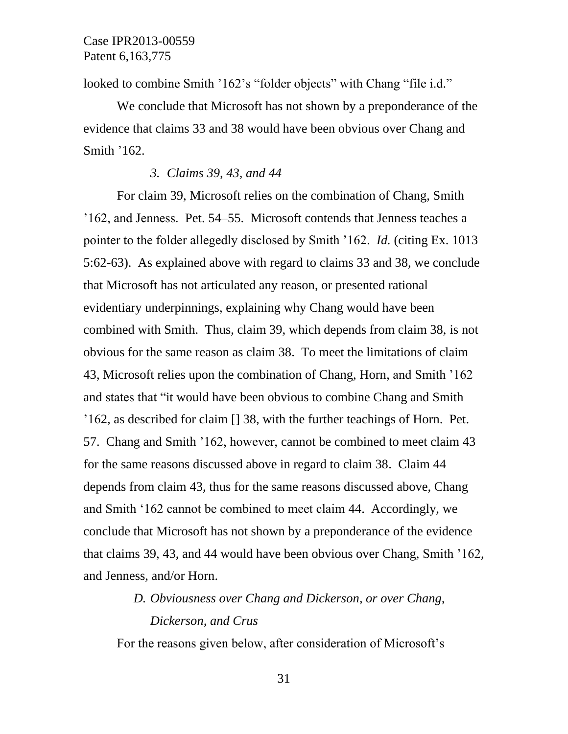looked to combine Smith ’162’s “folder objects” with Chang “file i.d.”

We conclude that Microsoft has not shown by a preponderance of the evidence that claims 33 and 38 would have been obvious over Chang and Smith ’162.

### *3. Claims 39, 43, and 44*

For claim 39, Microsoft relies on the combination of Chang, Smith ’162, and Jenness. Pet. 54–55. Microsoft contends that Jenness teaches a pointer to the folder allegedly disclosed by Smith ’162. *Id.* (citing Ex. 1013 5:62-63). As explained above with regard to claims 33 and 38, we conclude that Microsoft has not articulated any reason, or presented rational evidentiary underpinnings, explaining why Chang would have been combined with Smith. Thus, claim 39, which depends from claim 38, is not obvious for the same reason as claim 38. To meet the limitations of claim 43, Microsoft relies upon the combination of Chang, Horn, and Smith ’162 and states that “it would have been obvious to combine Chang and Smith ’162, as described for claim [] 38, with the further teachings of Horn. Pet. 57. Chang and Smith ’162, however, cannot be combined to meet claim 43 for the same reasons discussed above in regard to claim 38. Claim 44 depends from claim 43, thus for the same reasons discussed above, Chang and Smith ‘162 cannot be combined to meet claim 44. Accordingly, we conclude that Microsoft has not shown by a preponderance of the evidence that claims 39, 43, and 44 would have been obvious over Chang, Smith ’162, and Jenness, and/or Horn.

## *D. Obviousness over Chang and Dickerson, or over Chang, Dickerson, and Crus*

For the reasons given below, after consideration of Microsoft’s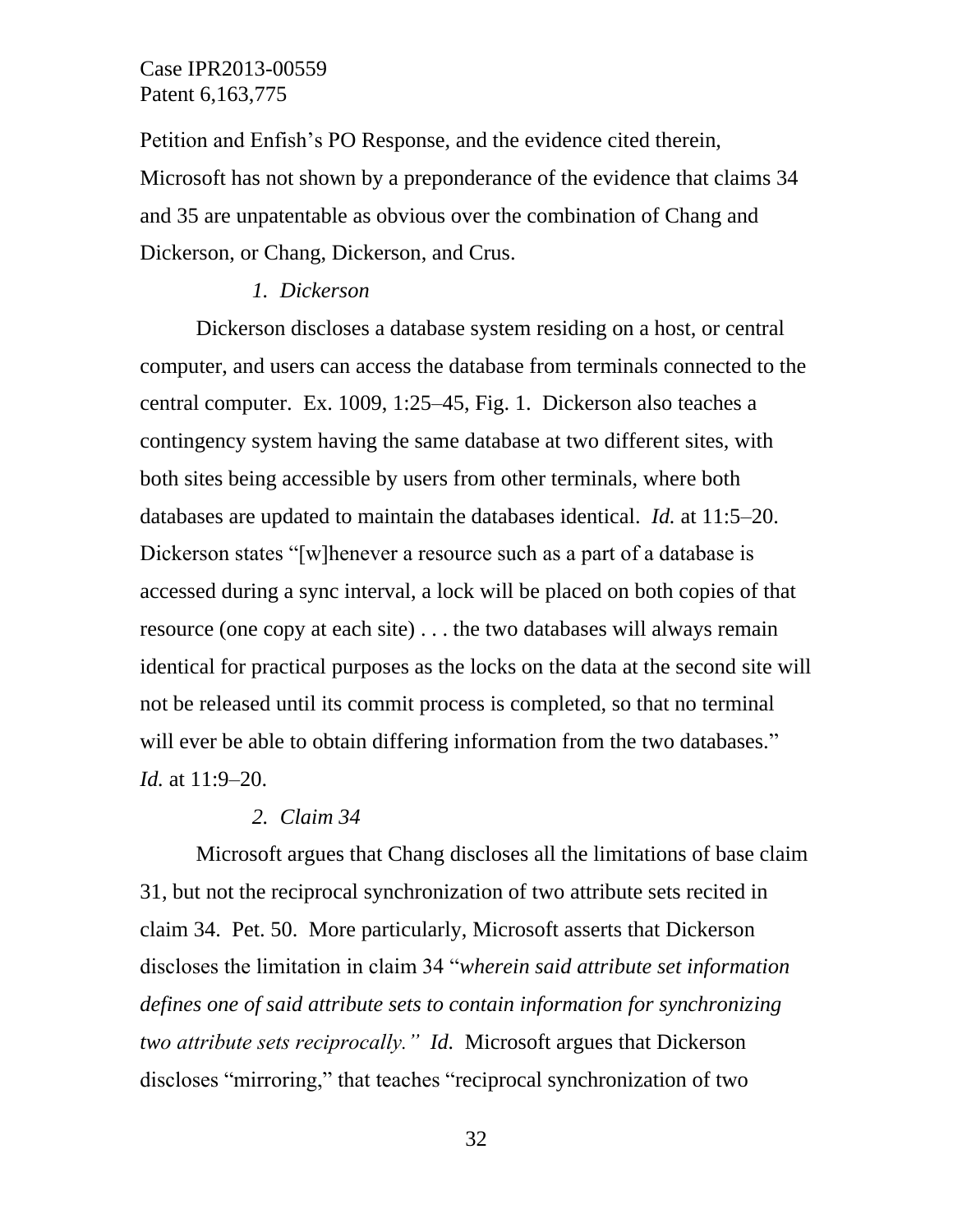Petition and Enfish's PO Response, and the evidence cited therein, Microsoft has not shown by a preponderance of the evidence that claims 34 and 35 are unpatentable as obvious over the combination of Chang and Dickerson, or Chang, Dickerson, and Crus.

*1. Dickerson*

Dickerson discloses a database system residing on a host, or central computer, and users can access the database from terminals connected to the central computer. Ex. 1009, 1:25–45, Fig. 1. Dickerson also teaches a contingency system having the same database at two different sites, with both sites being accessible by users from other terminals, where both databases are updated to maintain the databases identical. *Id.* at 11:5–20. Dickerson states "[w]henever a resource such as a part of a database is accessed during a sync interval, a lock will be placed on both copies of that resource (one copy at each site) . . . the two databases will always remain identical for practical purposes as the locks on the data at the second site will not be released until its commit process is completed, so that no terminal will ever be able to obtain differing information from the two databases." *Id.* at 11:9–20.

*2. Claim 34*

Microsoft argues that Chang discloses all the limitations of base claim 31, but not the reciprocal synchronization of two attribute sets recited in claim 34. Pet. 50. More particularly, Microsoft asserts that Dickerson discloses the limitation in claim 34 "*wherein said attribute set information defines one of said attribute sets to contain information for synchronizing two attribute sets reciprocally.*" *Id.* Microsoft argues that Dickerson discloses "mirroring," that teaches "reciprocal synchronization of two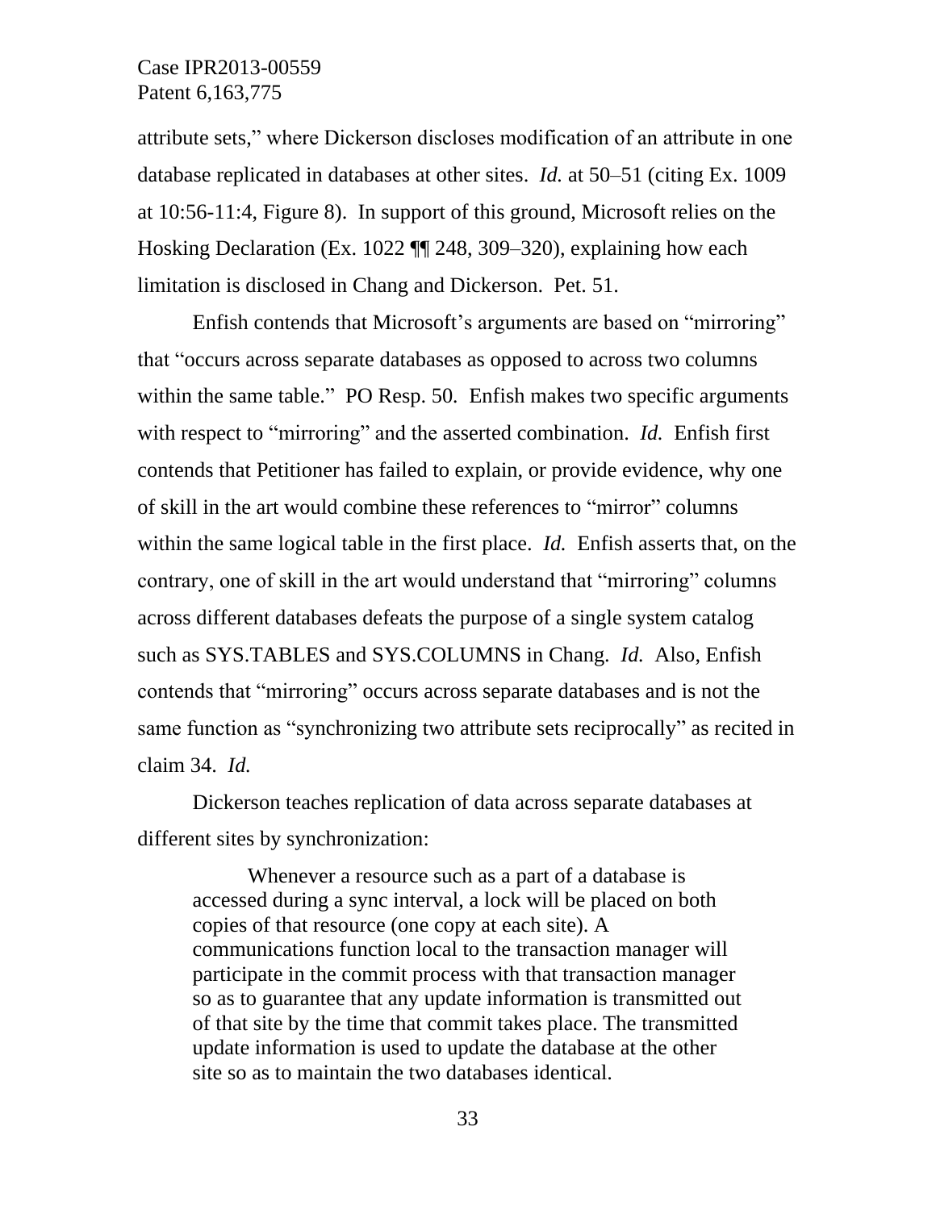attribute sets," where Dickerson discloses modification of an attribute in one database replicated in databases at other sites. *Id.* at 50–51 (citing Ex. 1009 at 10:56-11:4, Figure 8). In support of this ground, Microsoft relies on the Hosking Declaration (Ex. 1022 ¶¶ 248, 309–320), explaining how each limitation is disclosed in Chang and Dickerson. Pet. 51.

Enfish contends that Microsoft's arguments are based on "mirroring" that "occurs across separate databases as opposed to across two columns within the same table." PO Resp. 50. Enfish makes two specific arguments with respect to "mirroring" and the asserted combination. *Id.* Enfish first contends that Petitioner has failed to explain, or provide evidence, why one of skill in the art would combine these references to "mirror" columns within the same logical table in the first place. *Id.* Enfish asserts that, on the contrary, one of skill in the art would understand that "mirroring" columns across different databases defeats the purpose of a single system catalog such as SYS.TABLES and SYS.COLUMNS in Chang. *Id.* Also, Enfish contends that "mirroring" occurs across separate databases and is not the same function as "synchronizing two attribute sets reciprocally" as recited in claim 34. *Id.*

Dickerson teaches replication of data across separate databases at different sites by synchronization:

> Whenever a resource such as a part of a database is accessed during a sync interval, a lock will be placed on both copies of that resource (one copy at each site). A communications function local to the transaction manager will participate in the commit process with that transaction manager so as to guarantee that any update information is transmitted out of that site by the time that commit takes place. The transmitted update information is used to update the database at the other site so as to maintain the two databases identical.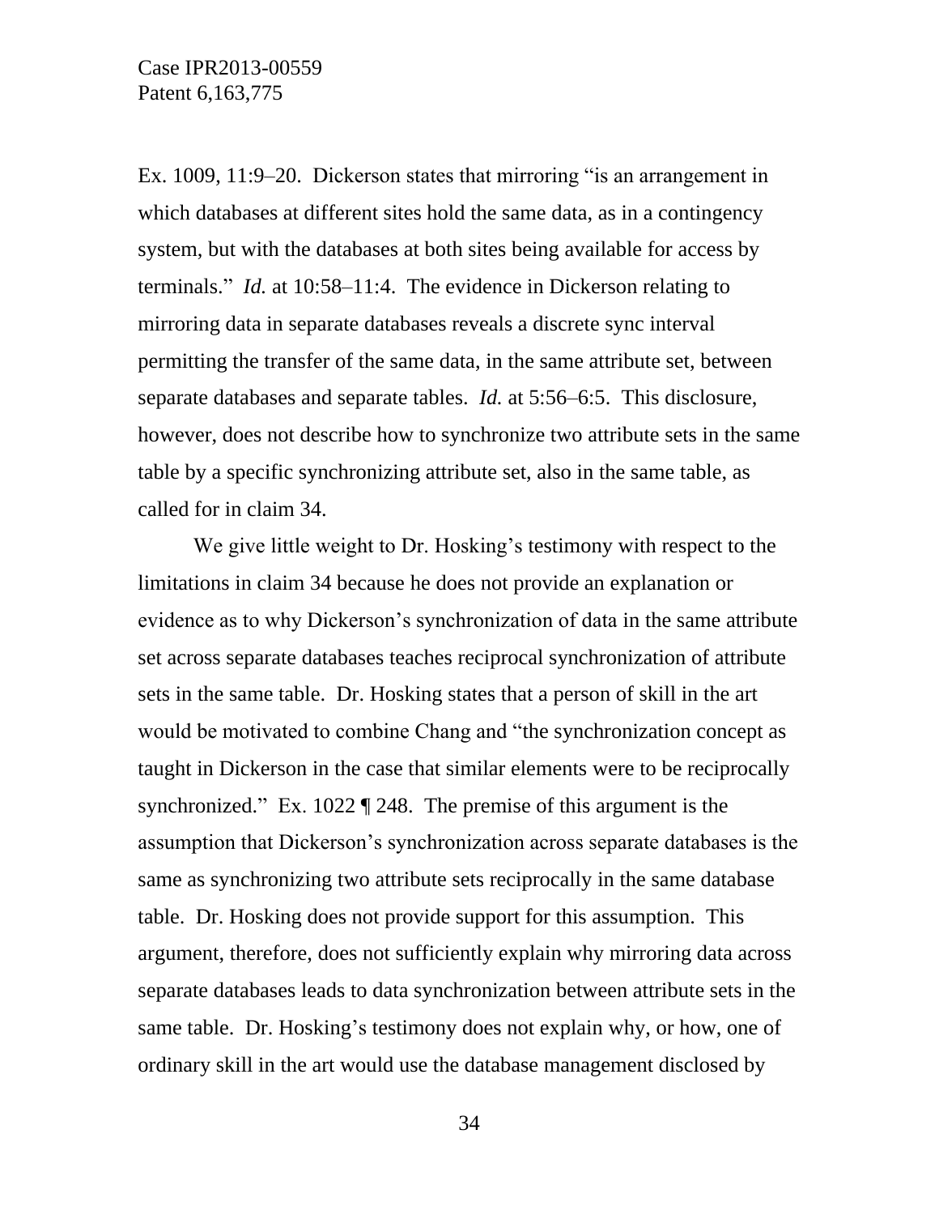Ex. 1009, 11:9–20. Dickerson states that mirroring "is an arrangement in which databases at different sites hold the same data, as in a contingency system, but with the databases at both sites being available for access by terminals." *Id.* at 10:58–11:4. The evidence in Dickerson relating to mirroring data in separate databases reveals a discrete sync interval permitting the transfer of the same data, in the same attribute set, between separate databases and separate tables. *Id.* at 5:56–6:5. This disclosure, however, does not describe how to synchronize two attribute sets in the same table by a specific synchronizing attribute set, also in the same table, as called for in claim 34.

We give little weight to Dr. Hosking's testimony with respect to the limitations in claim 34 because he does not provide an explanation or evidence as to why Dickerson's synchronization of data in the same attribute set across separate databases teaches reciprocal synchronization of attribute sets in the same table. Dr. Hosking states that a person of skill in the art would be motivated to combine Chang and "the synchronization concept as taught in Dickerson in the case that similar elements were to be reciprocally synchronized." Ex. 1022 ¶ 248. The premise of this argument is the assumption that Dickerson's synchronization across separate databases is the same as synchronizing two attribute sets reciprocally in the same database table. Dr. Hosking does not provide support for this assumption. This argument, therefore, does not sufficiently explain why mirroring data across separate databases leads to data synchronization between attribute sets in the same table. Dr. Hosking's testimony does not explain why, or how, one of ordinary skill in the art would use the database management disclosed by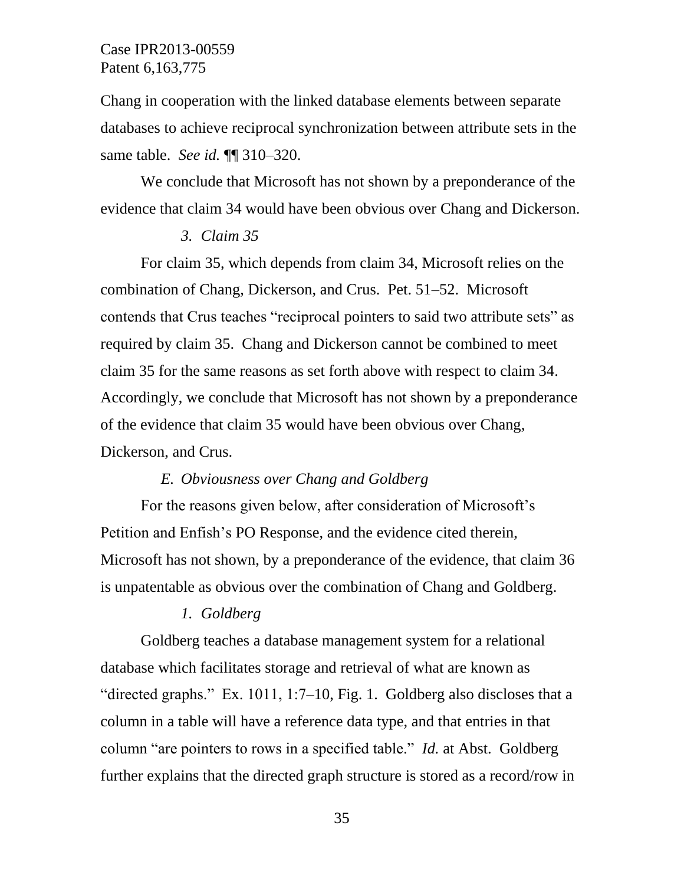Chang in cooperation with the linked database elements between separate databases to achieve reciprocal synchronization between attribute sets in the same table. *See id.* ¶¶ 310–320.

We conclude that Microsoft has not shown by a preponderance of the evidence that claim 34 would have been obvious over Chang and Dickerson.

*3. Claim 35*

For claim 35, which depends from claim 34, Microsoft relies on the combination of Chang, Dickerson, and Crus. Pet. 51–52. Microsoft contends that Crus teaches "reciprocal pointers to said two attribute sets" as required by claim 35. Chang and Dickerson cannot be combined to meet claim 35 for the same reasons as set forth above with respect to claim 34. Accordingly, we conclude that Microsoft has not shown by a preponderance of the evidence that claim 35 would have been obvious over Chang, Dickerson, and Crus.

*E. Obviousness over Chang and Goldberg*

For the reasons given below, after consideration of Microsoft's Petition and Enfish's PO Response, and the evidence cited therein, Microsoft has not shown, by a preponderance of the evidence, that claim 36 is unpatentable as obvious over the combination of Chang and Goldberg.

*1. Goldberg*

Goldberg teaches a database management system for a relational database which facilitates storage and retrieval of what are known as "directed graphs." Ex. 1011, 1:7–10, Fig. 1. Goldberg also discloses that a column in a table will have a reference data type, and that entries in that column "are pointers to rows in a specified table." *Id.* at Abst. Goldberg further explains that the directed graph structure is stored as a record/row in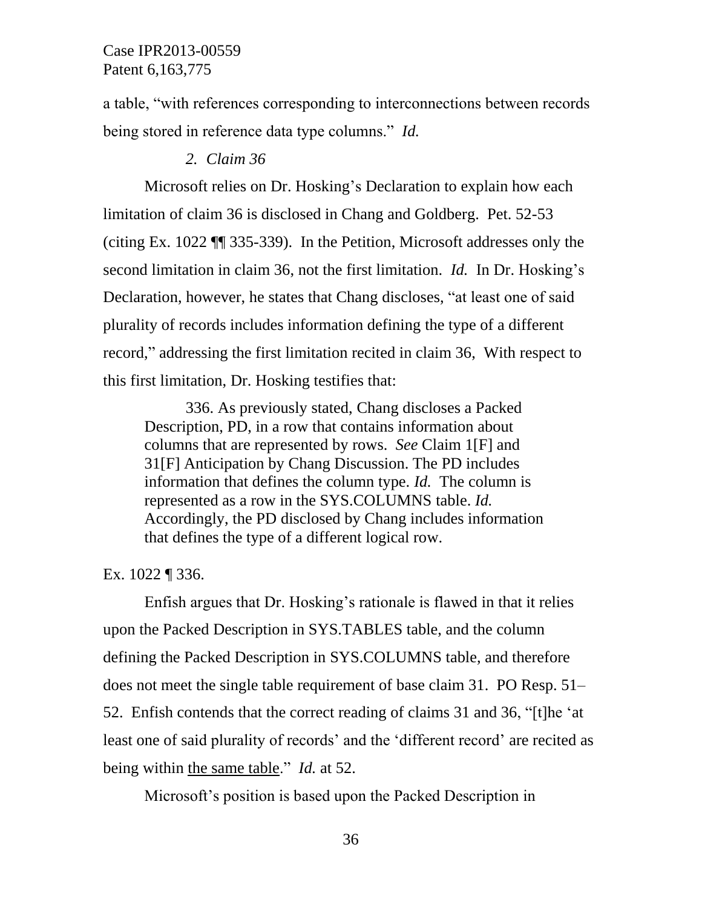a table, "with references corresponding to interconnections between records being stored in reference data type columns." *Id.*

*2. Claim 36*

Microsoft relies on Dr. Hosking's Declaration to explain how each limitation of claim 36 is disclosed in Chang and Goldberg. Pet. 52-53 (citing Ex. 1022 ¶¶ 335-339). In the Petition, Microsoft addresses only the second limitation in claim 36, not the first limitation. *Id.* In Dr. Hosking's Declaration, however, he states that Chang discloses, "at least one of said plurality of records includes information defining the type of a different record," addressing the first limitation recited in claim 36, With respect to this first limitation, Dr. Hosking testifies that:

> 336. As previously stated, Chang discloses a Packed Description, PD, in a row that contains information about columns that are represented by rows. *See* Claim 1[F] and 31[F] Anticipation by Chang Discussion. The PD includes information that defines the column type. *Id.* The column is represented as a row in the SYS.COLUMNS table. *Id.* Accordingly, the PD disclosed by Chang includes information that defines the type of a different logical row.

Ex. 1022 ¶ 336.

Enfish argues that Dr. Hosking's rationale is flawed in that it relies upon the Packed Description in SYS.TABLES table, and the column defining the Packed Description in SYS.COLUMNS table, and therefore does not meet the single table requirement of base claim 31. PO Resp. 51–52. Enfish contends that the correct reading of claims 31 and 36, "[t]he 'at least one of said plurality of records' and the 'different record' are recited as being within <u>the same table</u>." *Id.* at 52.

Microsoft's position is based upon the Packed Description in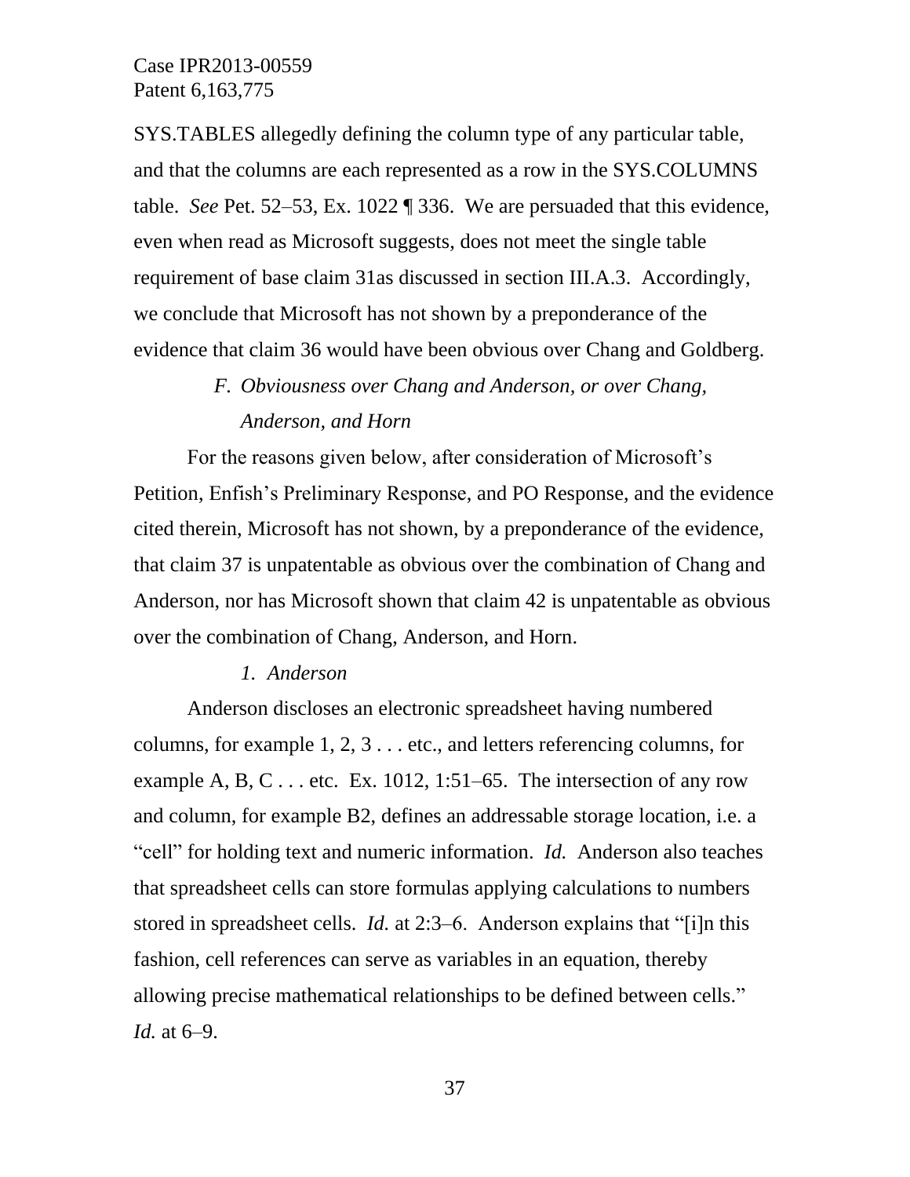SYS.TABLES allegedly defining the column type of any particular table, and that the columns are each represented as a row in the SYS.COLUMNS table. *See* Pet. 52–53, Ex. 1022 ¶ 336. We are persuaded that this evidence, even when read as Microsoft suggests, does not meet the single table requirement of base claim 31as discussed in section III.A.3. Accordingly, we conclude that Microsoft has not shown by a preponderance of the evidence that claim 36 would have been obvious over Chang and Goldberg.

### *F. Obviousness over Chang and Anderson, or over Chang, Anderson, and Horn*

For the reasons given below, after consideration of Microsoft's Petition, Enfish's Preliminary Response, and PO Response, and the evidence cited therein, Microsoft has not shown, by a preponderance of the evidence, that claim 37 is unpatentable as obvious over the combination of Chang and Anderson, nor has Microsoft shown that claim 42 is unpatentable as obvious over the combination of Chang, Anderson, and Horn.

#### *1. Anderson*

Anderson discloses an electronic spreadsheet having numbered columns, for example 1, 2, 3 . . . etc., and letters referencing columns, for example A, B, C . . . etc. Ex. 1012, 1:51–65. The intersection of any row and column, for example B2, defines an addressable storage location, i.e. a "cell" for holding text and numeric information. *Id.* Anderson also teaches that spreadsheet cells can store formulas applying calculations to numbers stored in spreadsheet cells. *Id.* at 2:3–6. Anderson explains that "[i]n this fashion, cell references can serve as variables in an equation, thereby allowing precise mathematical relationships to be defined between cells." *Id.* at 6–9.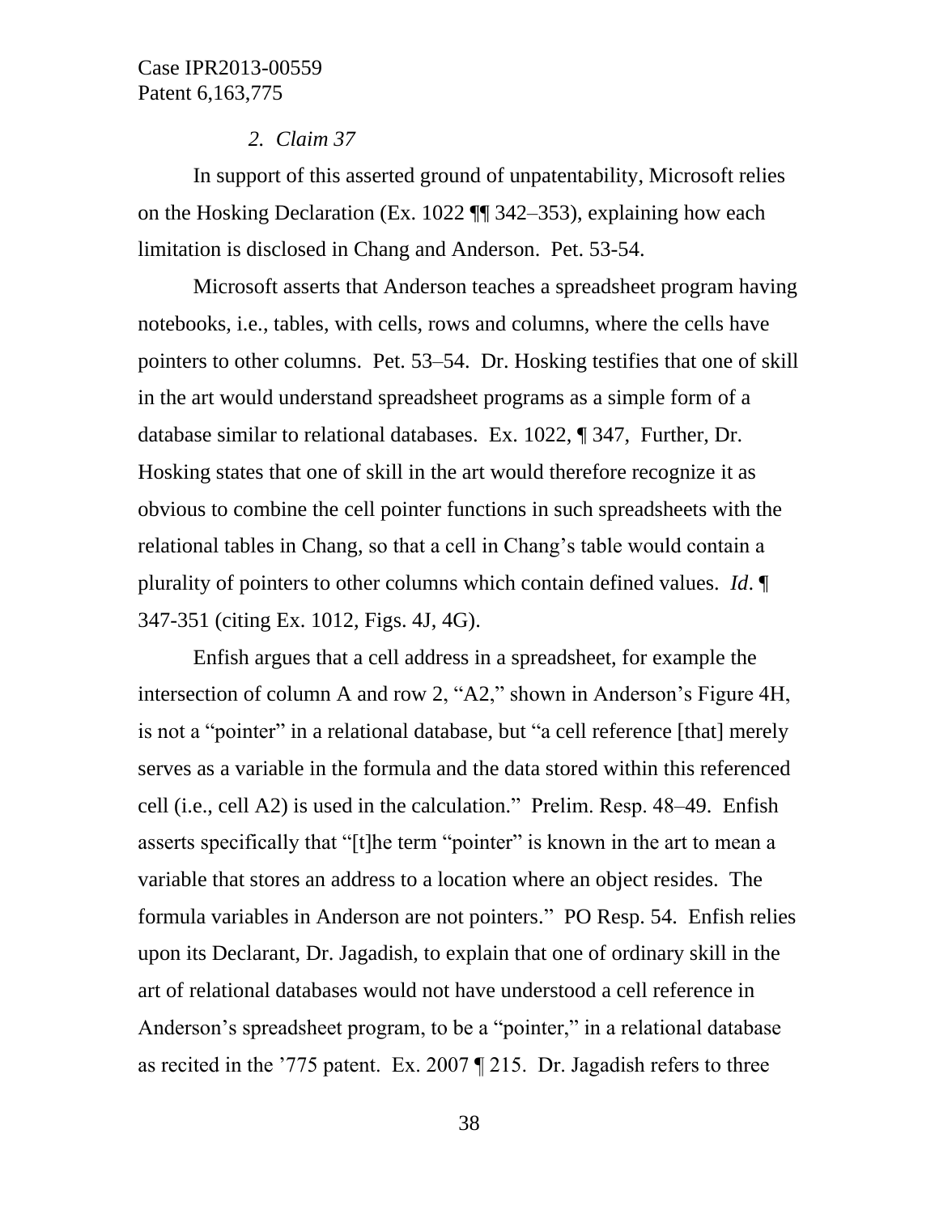*2. Claim 37*

In support of this asserted ground of unpatentability, Microsoft relies on the Hosking Declaration (Ex. 1022 ¶¶ 342–353), explaining how each limitation is disclosed in Chang and Anderson. Pet. 53-54.

Microsoft asserts that Anderson teaches a spreadsheet program having notebooks, i.e., tables, with cells, rows and columns, where the cells have pointers to other columns. Pet. 53–54. Dr. Hosking testifies that one of skill in the art would understand spreadsheet programs as a simple form of a database similar to relational databases. Ex. 1022, ¶ 347, Further, Dr. Hosking states that one of skill in the art would therefore recognize it as obvious to combine the cell pointer functions in such spreadsheets with the relational tables in Chang, so that a cell in Chang's table would contain a plurality of pointers to other columns which contain defined values. *Id*. ¶ 347-351 (citing Ex. 1012, Figs. 4J, 4G).

Enfish argues that a cell address in a spreadsheet, for example the intersection of column A and row 2, "A2," shown in Anderson's Figure 4H, is not a "pointer" in a relational database, but "a cell reference [that] merely serves as a variable in the formula and the data stored within this referenced cell (i.e., cell A2) is used in the calculation." Prelim. Resp. 48–49. Enfish asserts specifically that "[t]he term "pointer" is known in the art to mean a variable that stores an address to a location where an object resides. The formula variables in Anderson are not pointers." PO Resp. 54. Enfish relies upon its Declarant, Dr. Jagadish, to explain that one of ordinary skill in the art of relational databases would not have understood a cell reference in Anderson's spreadsheet program, to be a "pointer," in a relational database as recited in the '775 patent. Ex. 2007 ¶ 215. Dr. Jagadish refers to three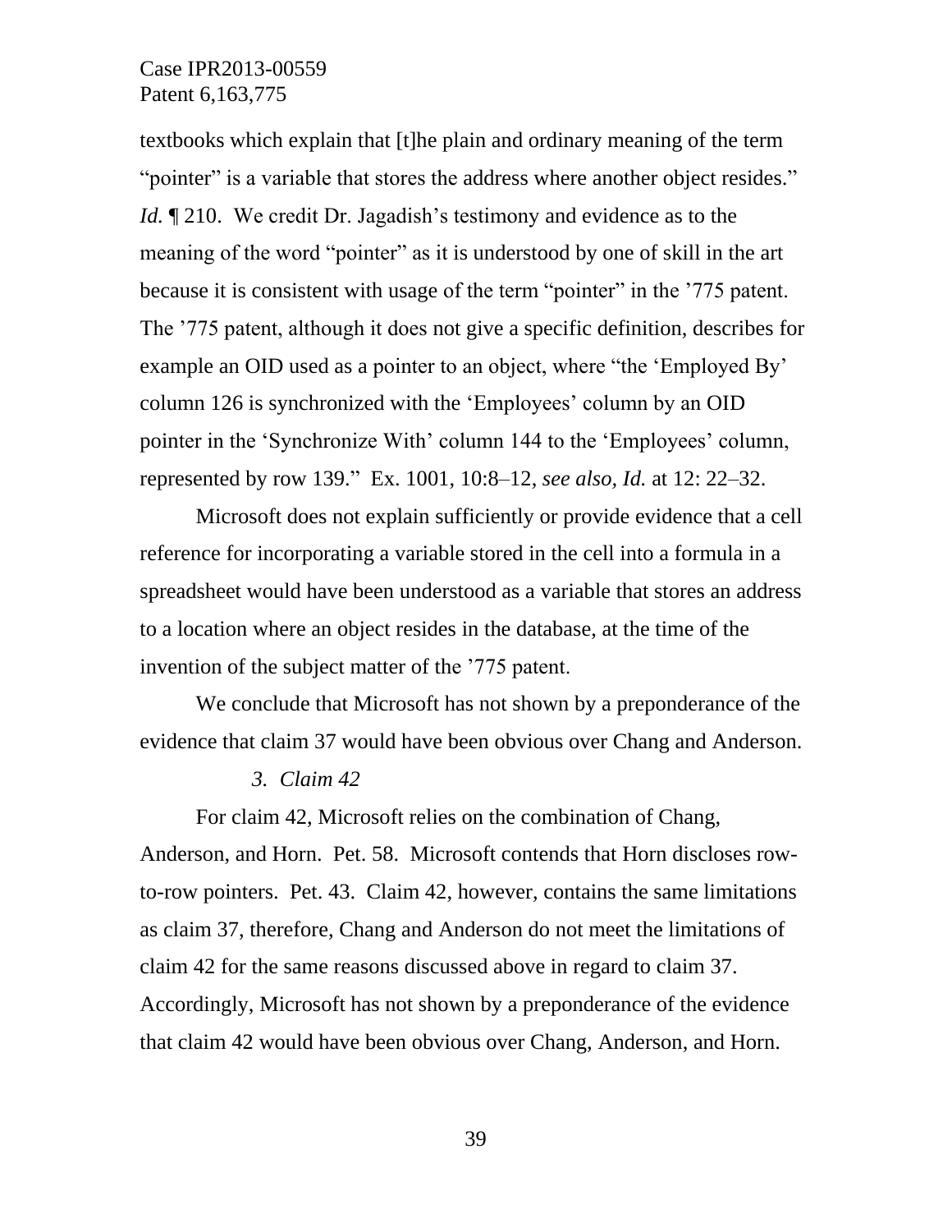textbooks which explain that [t]he plain and ordinary meaning of the term "pointer" is a variable that stores the address where another object resides." *Id.* ¶ 210. We credit Dr. Jagadish's testimony and evidence as to the meaning of the word "pointer" as it is understood by one of skill in the art because it is consistent with usage of the term "pointer" in the '775 patent. The '775 patent, although it does not give a specific definition, describes for example an OID used as a pointer to an object, where "the 'Employed By' column 126 is synchronized with the 'Employees' column by an OID pointer in the 'Synchronize With' column 144 to the 'Employees' column, represented by row 139." Ex. 1001, 10:8–12, *see also, Id.* at 12: 22–32.

Microsoft does not explain sufficiently or provide evidence that a cell reference for incorporating a variable stored in the cell into a formula in a spreadsheet would have been understood as a variable that stores an address to a location where an object resides in the database, at the time of the invention of the subject matter of the '775 patent.

We conclude that Microsoft has not shown by a preponderance of the evidence that claim 37 would have been obvious over Chang and Anderson.

*3. Claim 42*

For claim 42, Microsoft relies on the combination of Chang, Anderson, and Horn. Pet. 58. Microsoft contends that Horn discloses row-to-row pointers. Pet. 43. Claim 42, however, contains the same limitations as claim 37, therefore, Chang and Anderson do not meet the limitations of claim 42 for the same reasons discussed above in regard to claim 37. Accordingly, Microsoft has not shown by a preponderance of the evidence that claim 42 would have been obvious over Chang, Anderson, and Horn.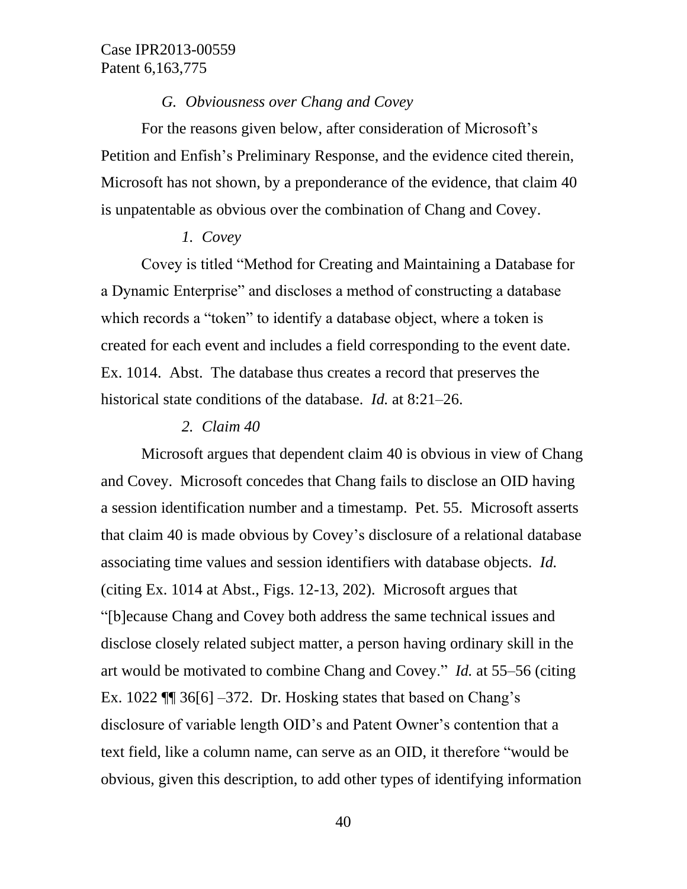### *G. Obviousness over Chang and Covey*

For the reasons given below, after consideration of Microsoft's Petition and Enfish's Preliminary Response, and the evidence cited therein, Microsoft has not shown, by a preponderance of the evidence, that claim 40 is unpatentable as obvious over the combination of Chang and Covey.

#### *1. Covey*

Covey is titled "Method for Creating and Maintaining a Database for a Dynamic Enterprise" and discloses a method of constructing a database which records a "token" to identify a database object, where a token is created for each event and includes a field corresponding to the event date. Ex. 1014. Abst. The database thus creates a record that preserves the historical state conditions of the database. *Id.* at 8:21–26.

#### *2. Claim 40*

Microsoft argues that dependent claim 40 is obvious in view of Chang and Covey. Microsoft concedes that Chang fails to disclose an OID having a session identification number and a timestamp. Pet. 55. Microsoft asserts that claim 40 is made obvious by Covey's disclosure of a relational database associating time values and session identifiers with database objects. *Id.* (citing Ex. 1014 at Abst., Figs. 12-13, 202). Microsoft argues that "[b]ecause Chang and Covey both address the same technical issues and disclose closely related subject matter, a person having ordinary skill in the art would be motivated to combine Chang and Covey." *Id.* at 55–56 (citing Ex. 1022 ¶¶ 36[6] –372. Dr. Hosking states that based on Chang's disclosure of variable length OID's and Patent Owner's contention that a text field, like a column name, can serve as an OID, it therefore "would be obvious, given this description, to add other types of identifying information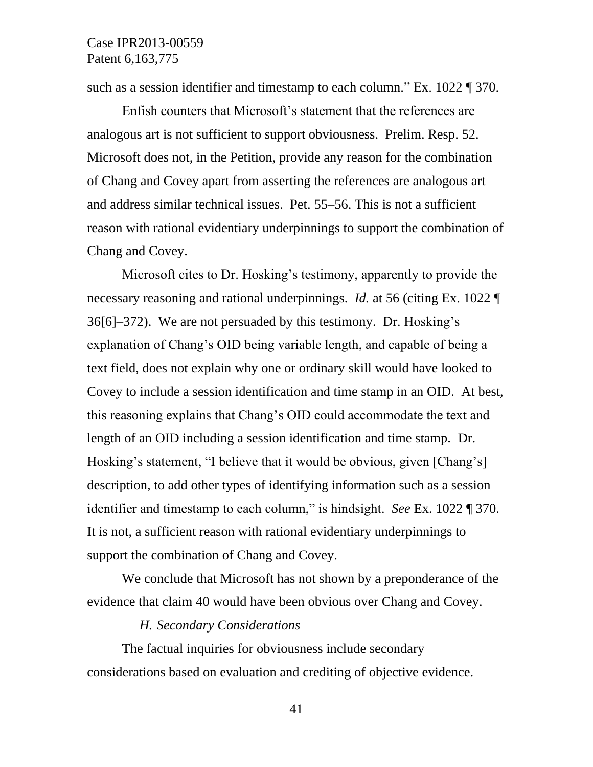such as a session identifier and timestamp to each column." Ex. 1022 ¶ 370.

Enfish counters that Microsoft's statement that the references are analogous art is not sufficient to support obviousness. Prelim. Resp. 52. Microsoft does not, in the Petition, provide any reason for the combination of Chang and Covey apart from asserting the references are analogous art and address similar technical issues. Pet. 55–56. This is not a sufficient reason with rational evidentiary underpinnings to support the combination of Chang and Covey.

Microsoft cites to Dr. Hosking's testimony, apparently to provide the necessary reasoning and rational underpinnings. *Id.* at 56 (citing Ex. 1022 ¶ 36[6]–372). We are not persuaded by this testimony. Dr. Hosking's explanation of Chang's OID being variable length, and capable of being a text field, does not explain why one or ordinary skill would have looked to Covey to include a session identification and time stamp in an OID. At best, this reasoning explains that Chang's OID could accommodate the text and length of an OID including a session identification and time stamp. Dr. Hosking's statement, "I believe that it would be obvious, given [Chang's] description, to add other types of identifying information such as a session identifier and timestamp to each column," is hindsight. *See* Ex. 1022 ¶ 370. It is not, a sufficient reason with rational evidentiary underpinnings to support the combination of Chang and Covey.

We conclude that Microsoft has not shown by a preponderance of the evidence that claim 40 would have been obvious over Chang and Covey.

### *H. Secondary Considerations*

The factual inquiries for obviousness include secondary considerations based on evaluation and crediting of objective evidence.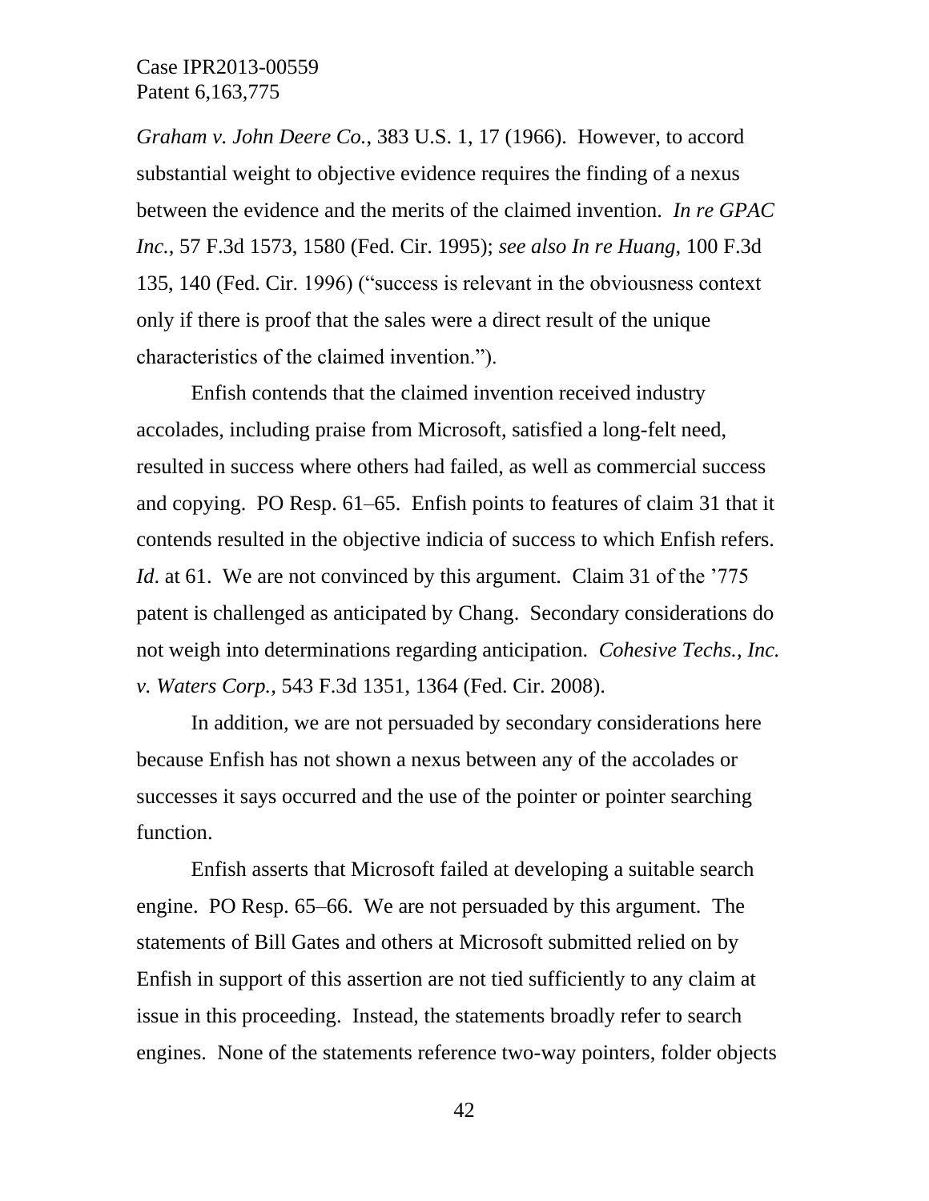*Graham v. John Deere Co.*, 383 U.S. 1, 17 (1966). However, to accord substantial weight to objective evidence requires the finding of a nexus between the evidence and the merits of the claimed invention. *In re GPAC Inc.*, 57 F.3d 1573, 1580 (Fed. Cir. 1995); *see also In re Huang*, 100 F.3d 135, 140 (Fed. Cir. 1996) ("success is relevant in the obviousness context only if there is proof that the sales were a direct result of the unique characteristics of the claimed invention.").

Enfish contends that the claimed invention received industry accolades, including praise from Microsoft, satisfied a long-felt need, resulted in success where others had failed, as well as commercial success and copying. PO Resp. 61–65. Enfish points to features of claim 31 that it contends resulted in the objective indicia of success to which Enfish refers. *Id*. at 61. We are not convinced by this argument. Claim 31 of the '775 patent is challenged as anticipated by Chang. Secondary considerations do not weigh into determinations regarding anticipation. *Cohesive Techs., Inc. v. Waters Corp.*, 543 F.3d 1351, 1364 (Fed. Cir. 2008).

In addition, we are not persuaded by secondary considerations here because Enfish has not shown a nexus between any of the accolades or successes it says occurred and the use of the pointer or pointer searching function.

Enfish asserts that Microsoft failed at developing a suitable search engine. PO Resp. 65–66. We are not persuaded by this argument. The statements of Bill Gates and others at Microsoft submitted relied on by Enfish in support of this assertion are not tied sufficiently to any claim at issue in this proceeding. Instead, the statements broadly refer to search engines. None of the statements reference two-way pointers, folder objects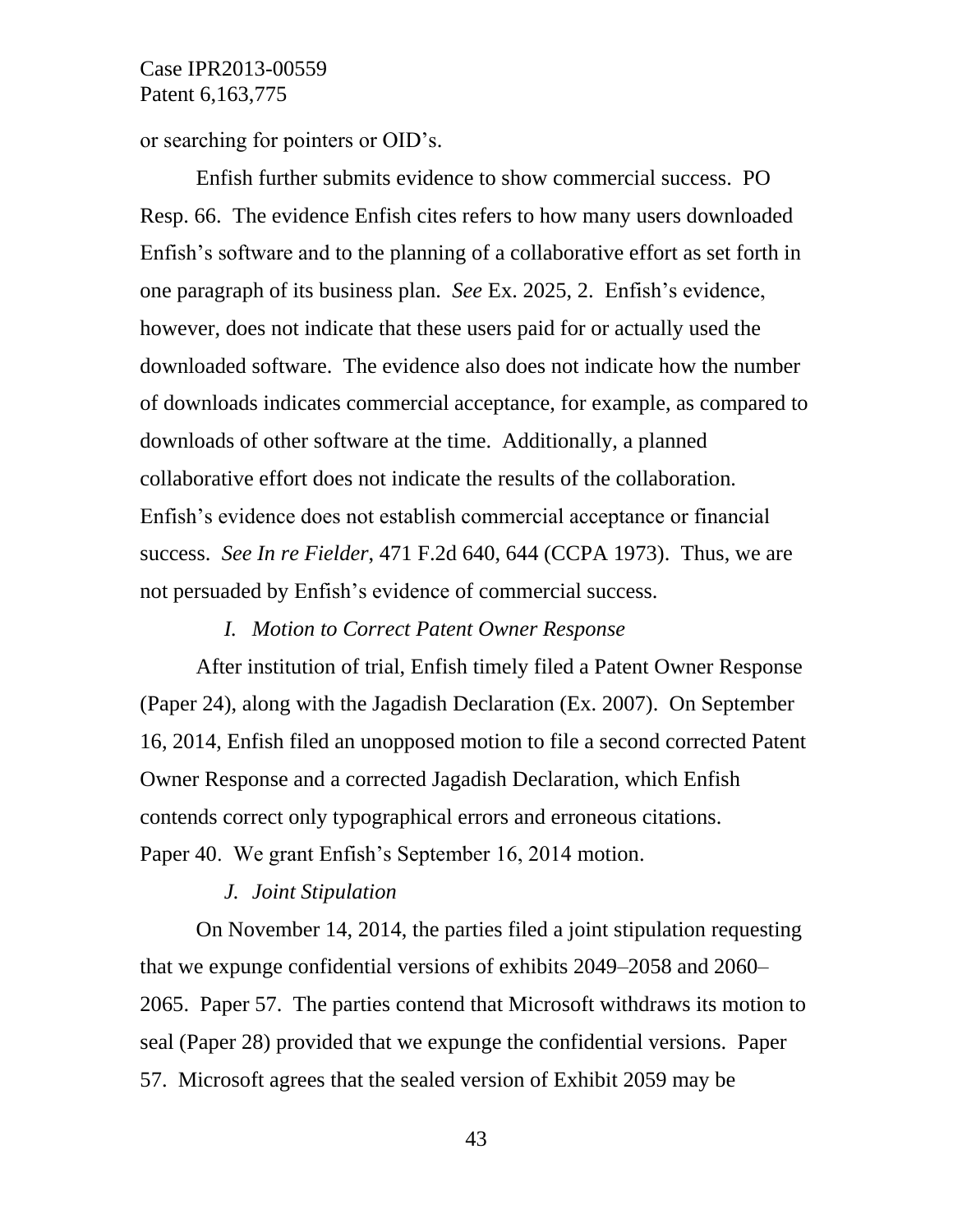or searching for pointers or OID's.

Enfish further submits evidence to show commercial success. PO Resp. 66. The evidence Enfish cites refers to how many users downloaded Enfish's software and to the planning of a collaborative effort as set forth in one paragraph of its business plan. *See* Ex. 2025, 2. Enfish's evidence, however, does not indicate that these users paid for or actually used the downloaded software. The evidence also does not indicate how the number of downloads indicates commercial acceptance, for example, as compared to downloads of other software at the time. Additionally, a planned collaborative effort does not indicate the results of the collaboration. Enfish's evidence does not establish commercial acceptance or financial success. *See In re Fielder*, 471 F.2d 640, 644 (CCPA 1973). Thus, we are not persuaded by Enfish's evidence of commercial success.

### *I. Motion to Correct Patent Owner Response*

After institution of trial, Enfish timely filed a Patent Owner Response (Paper 24), along with the Jagadish Declaration (Ex. 2007). On September 16, 2014, Enfish filed an unopposed motion to file a second corrected Patent Owner Response and a corrected Jagadish Declaration, which Enfish contends correct only typographical errors and erroneous citations. Paper 40. We grant Enfish's September 16, 2014 motion.

### *J. Joint Stipulation*

On November 14, 2014, the parties filed a joint stipulation requesting that we expunge confidential versions of exhibits 2049–2058 and 2060–2065. Paper 57. The parties contend that Microsoft withdraws its motion to seal (Paper 28) provided that we expunge the confidential versions. Paper 57. Microsoft agrees that the sealed version of Exhibit 2059 may be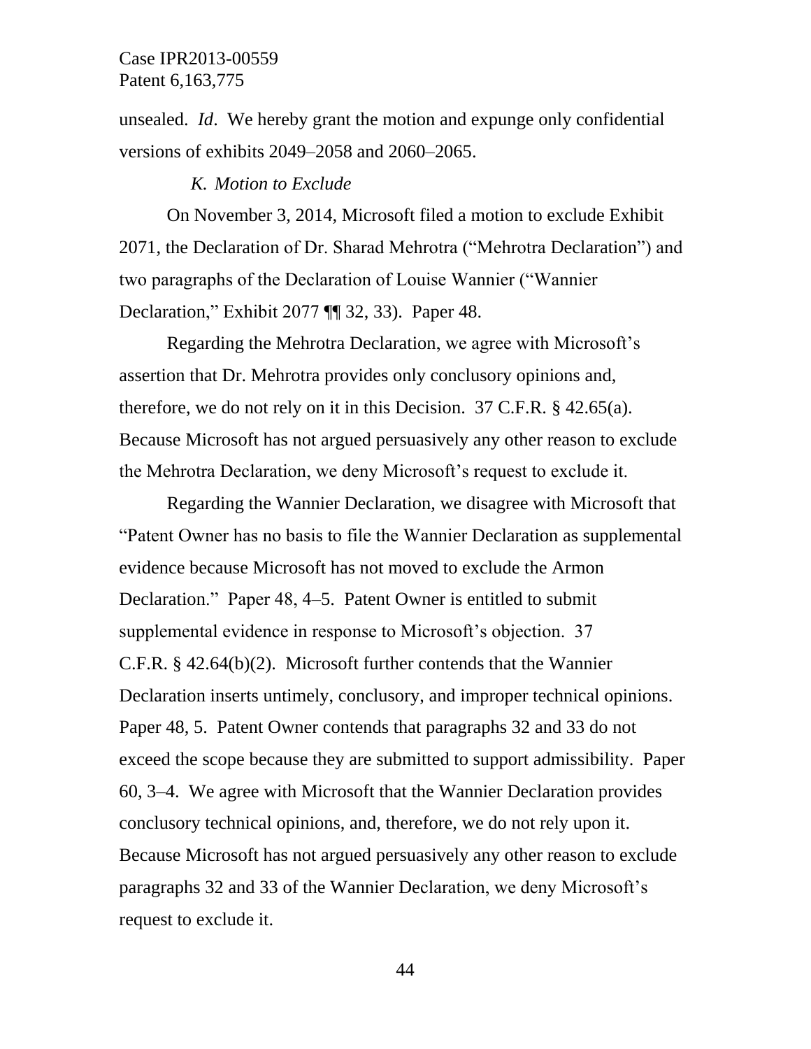unsealed. *Id*. We hereby grant the motion and expunge only confidential versions of exhibits 2049–2058 and 2060–2065.

### *K. Motion to Exclude*

On November 3, 2014, Microsoft filed a motion to exclude Exhibit 2071, the Declaration of Dr. Sharad Mehrotra ("Mehrotra Declaration") and two paragraphs of the Declaration of Louise Wannier ("Wannier Declaration," Exhibit 2077 ¶¶ 32, 33). Paper 48.

Regarding the Mehrotra Declaration, we agree with Microsoft's assertion that Dr. Mehrotra provides only conclusory opinions and, therefore, we do not rely on it in this Decision. 37 C.F.R. § 42.65(a). Because Microsoft has not argued persuasively any other reason to exclude the Mehrotra Declaration, we deny Microsoft's request to exclude it.

Regarding the Wannier Declaration, we disagree with Microsoft that "Patent Owner has no basis to file the Wannier Declaration as supplemental evidence because Microsoft has not moved to exclude the Armon Declaration." Paper 48, 4–5. Patent Owner is entitled to submit supplemental evidence in response to Microsoft's objection. 37 C.F.R. § 42.64(b)(2). Microsoft further contends that the Wannier Declaration inserts untimely, conclusory, and improper technical opinions. Paper 48, 5. Patent Owner contends that paragraphs 32 and 33 do not exceed the scope because they are submitted to support admissibility. Paper 60, 3–4. We agree with Microsoft that the Wannier Declaration provides conclusory technical opinions, and, therefore, we do not rely upon it. Because Microsoft has not argued persuasively any other reason to exclude paragraphs 32 and 33 of the Wannier Declaration, we deny Microsoft's request to exclude it.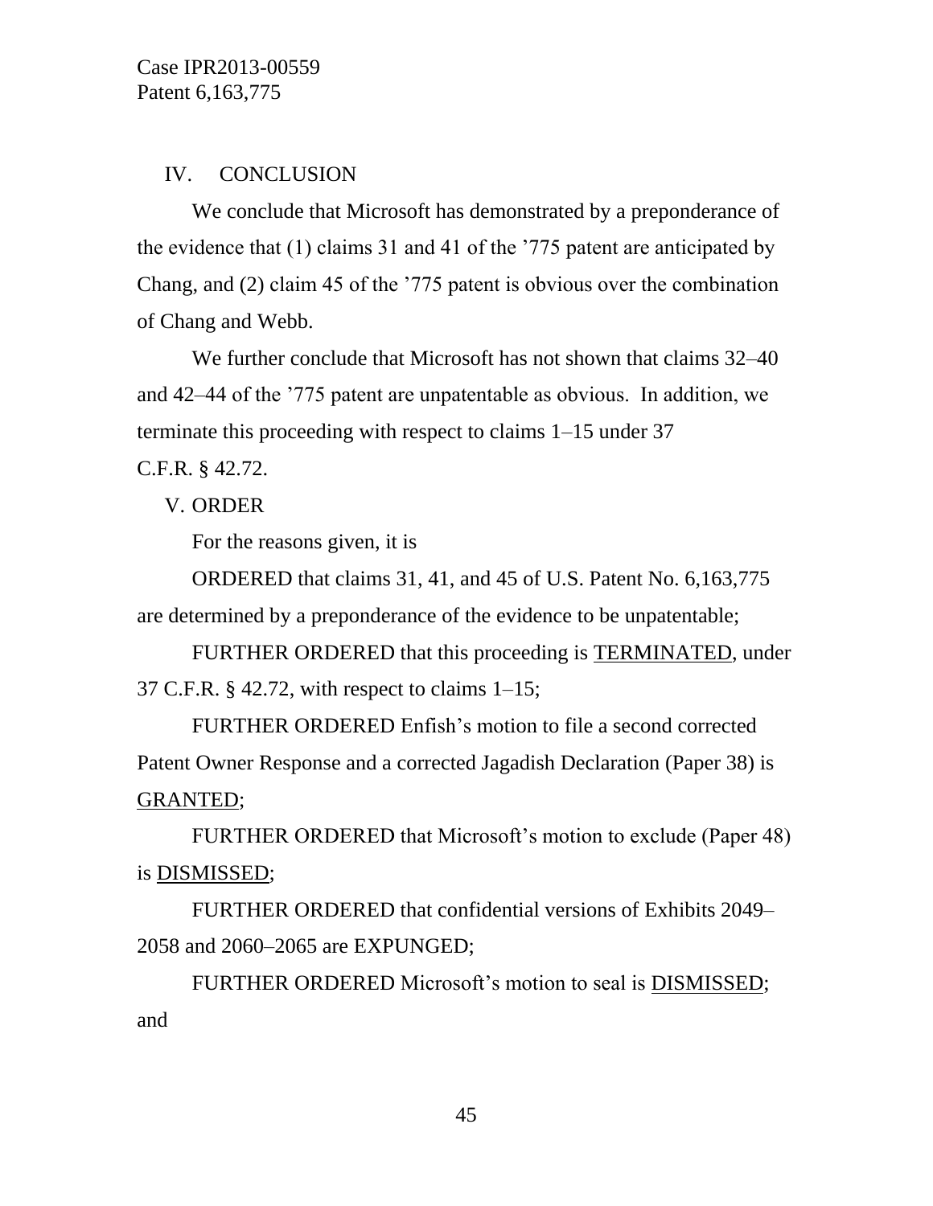## IV. CONCLUSION

We conclude that Microsoft has demonstrated by a preponderance of the evidence that (1) claims 31 and 41 of the ’775 patent are anticipated by Chang, and (2) claim 45 of the ’775 patent is obvious over the combination of Chang and Webb.

We further conclude that Microsoft has not shown that claims 32–40 and 42–44 of the ’775 patent are unpatentable as obvious. In addition, we terminate this proceeding with respect to claims 1–15 under 37 C.F.R. § 42.72.

## V. ORDER

For the reasons given, it is

ORDERED that claims 31, 41, and 45 of U.S. Patent No. 6,163,775 are determined by a preponderance of the evidence to be unpatentable;

FURTHER ORDERED that this proceeding is TERMINATED, under 37 C.F.R. § 42.72, with respect to claims 1–15;

FURTHER ORDERED Enfish’s motion to file a second corrected Patent Owner Response and a corrected Jagadish Declaration (Paper 38) is GRANTED;

FURTHER ORDERED that Microsoft’s motion to exclude (Paper 48) is DISMISSED;

FURTHER ORDERED that confidential versions of Exhibits 2049–2058 and 2060–2065 are EXPUNGED;

FURTHER ORDERED Microsoft’s motion to seal is DISMISSED; and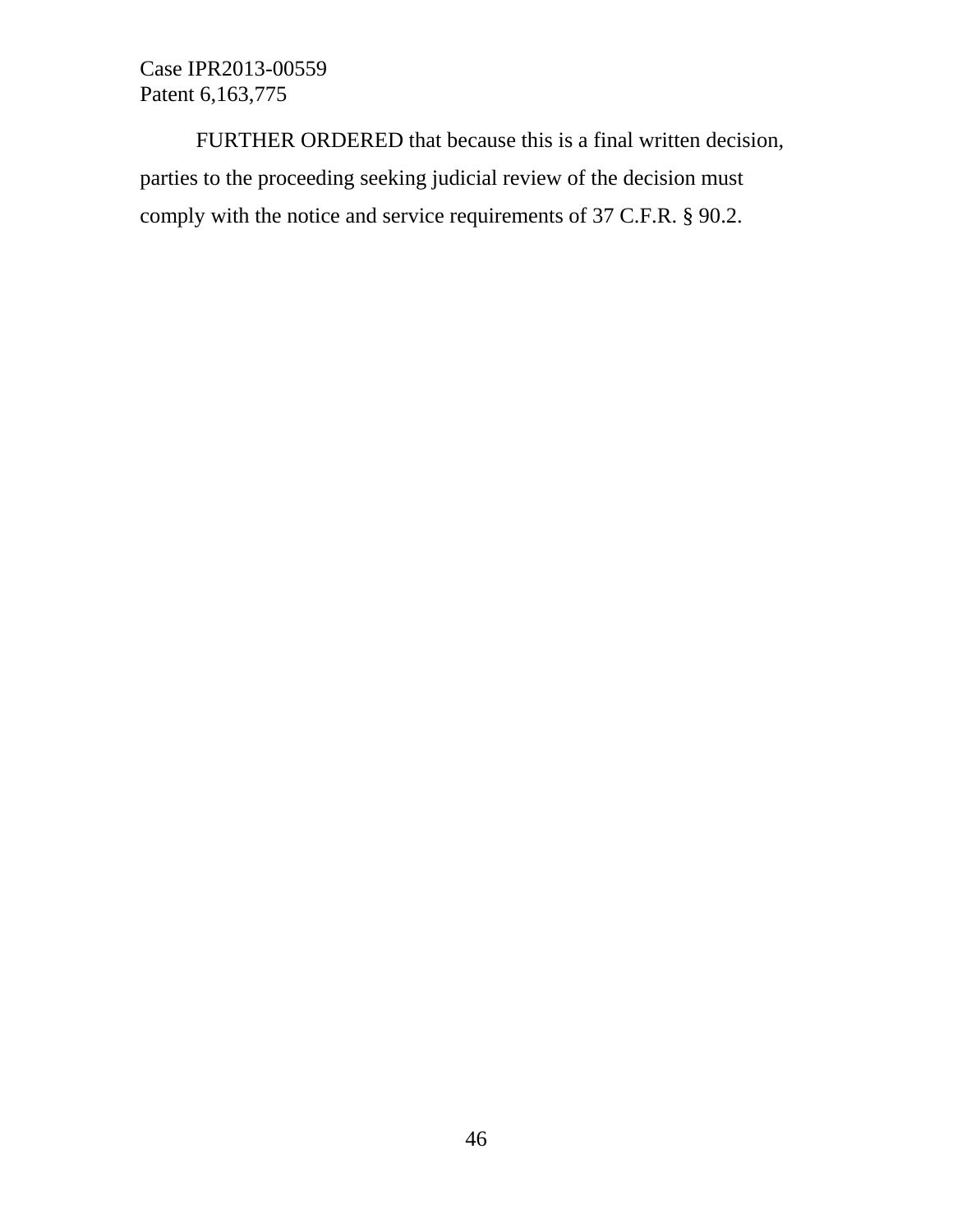FURTHER ORDERED that because this is a final written decision, parties to the proceeding seeking judicial review of the decision must comply with the notice and service requirements of 37 C.F.R. § 90.2.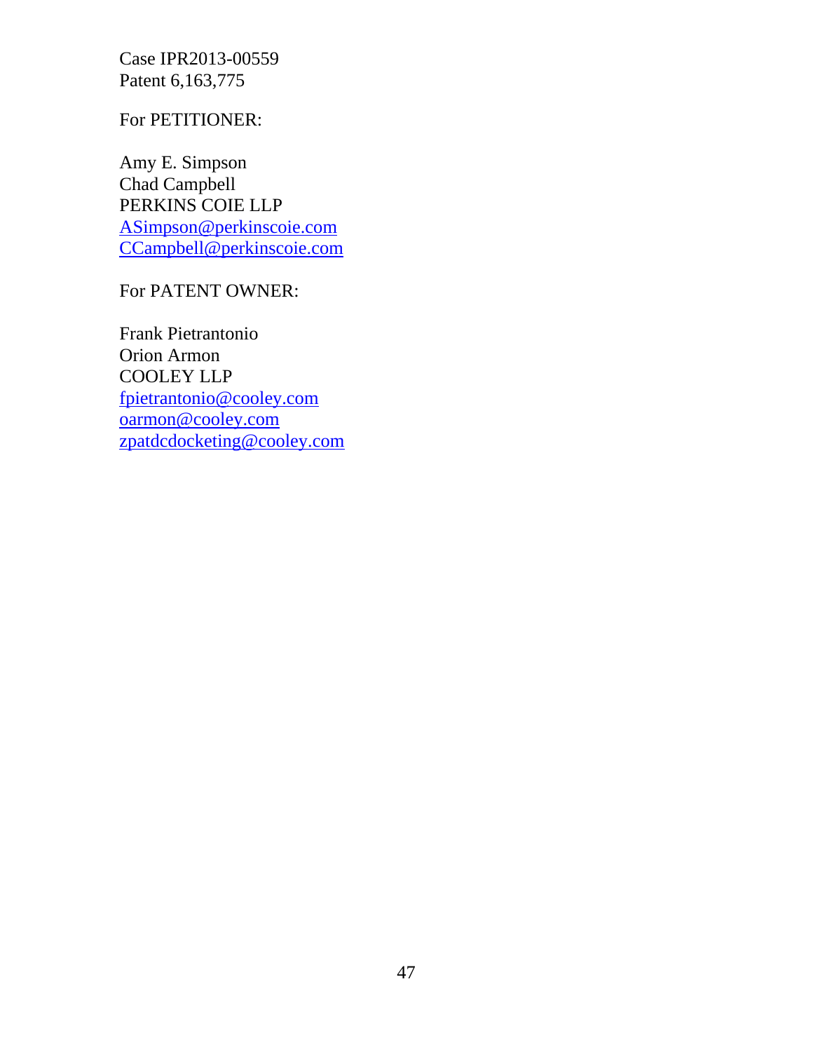For PETITIONER:

Amy E. Simpson
Chad Campbell
PERKINS COIE LLP
ASimpson@perkinscoie.com
CCampbell@perkinscoie.com

For PATENT OWNER:

Frank Pietrantonio
Orion Armon
COOLEY LLP
fpietrantonio@cooley.com
oarmon@cooley.com
zpatdcdocketing@cooley.com